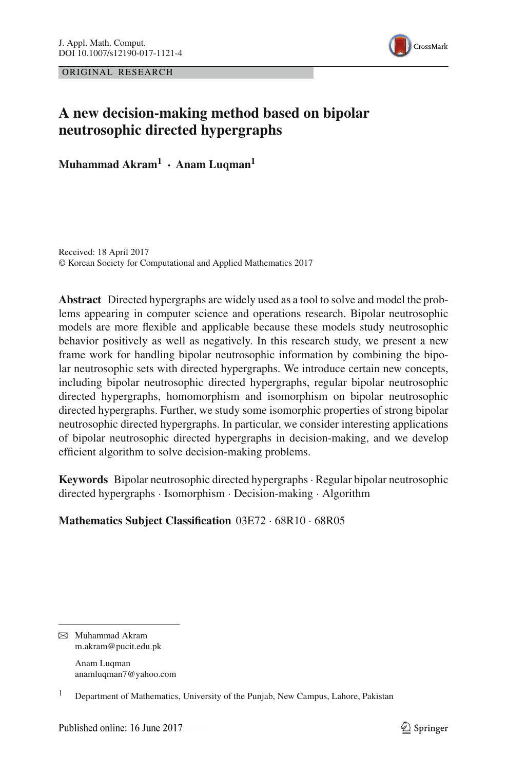ORIGINAL RESEARCH

# A new decision-making method based on bipolar neutrosophic directed hypergraphs

**Muhammad Akram[1] · Anam Luqman[1]**

Received: 18 April 2017
© Korean Society for Computational and Applied Mathematics 2017

**Abstract** Directed hypergraphs are widely used as a tool to solve and model the problems appearing in computer science and operations research. Bipolar neutrosophic models are more flexible and applicable because these models study neutrosophic behavior positively as well as negatively. In this research study, we present a new frame work for handling bipolar neutrosophic information by combining the bipolar neutrosophic sets with directed hypergraphs. We introduce certain new concepts, including bipolar neutrosophic directed hypergraphs, regular bipolar neutrosophic directed hypergraphs, homomorphism and isomorphism on bipolar neutrosophic directed hypergraphs. Further, we study some isomorphic properties of strong bipolar neutrosophic directed hypergraphs. In particular, we consider interesting applications of bipolar neutrosophic directed hypergraphs in decision-making, and we develop efficient algorithm to solve decision-making problems.

**Keywords** Bipolar neutrosophic directed hypergraphs · Regular bipolar neutrosophic directed hypergraphs · Isomorphism · Decision-making · Algorithm

**Mathematics Subject Classification** 03E72 · 68R10 · 68R05

---

✉ Muhammad Akram
m.akram@pucit.edu.pk

Anam Luqman
anamluqman7@yahoo.com

[1] Department of Mathematics, University of the Punjab, New Campus, Lahore, Pakistan

Published online: 16 June 2017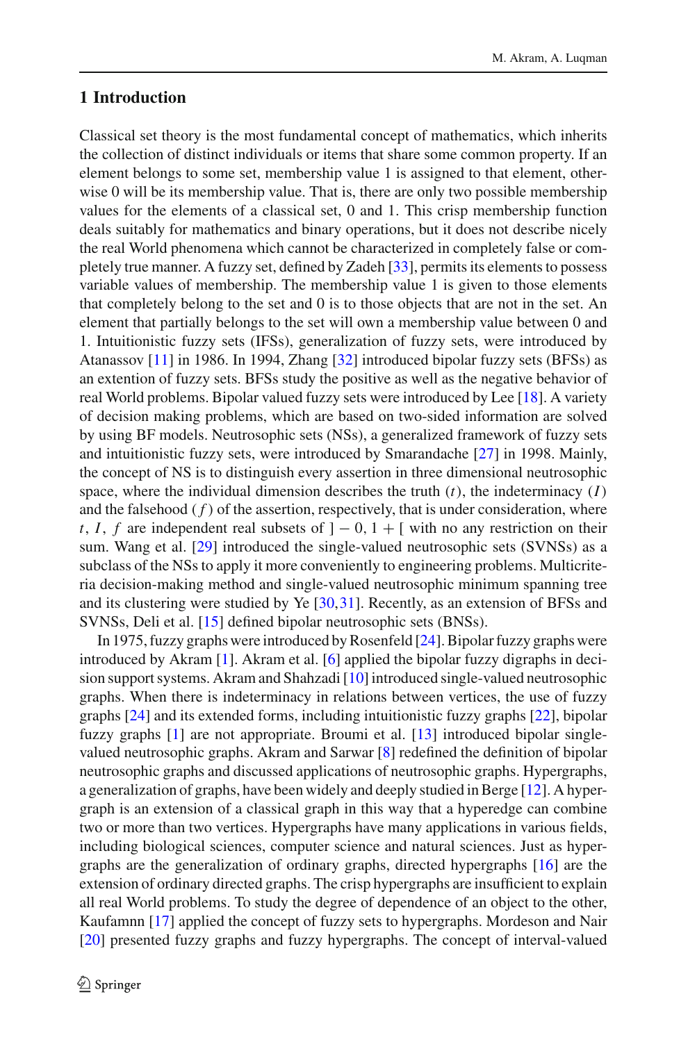## 1 Introduction

Classical set theory is the most fundamental concept of mathematics, which inherits the collection of distinct individuals or items that share some common property. If an element belongs to some set, membership value 1 is assigned to that element, otherwise 0 will be its membership value. That is, there are only two possible membership values for the elements of a classical set, 0 and 1. This crisp membership function deals suitably for mathematics and binary operations, but it does not describe nicely the real World phenomena which cannot be characterized in completely false or completely true manner. A fuzzy set, defined by Zadeh [33], permits its elements to possess variable values of membership. The membership value 1 is given to those elements that completely belong to the set and 0 is to those objects that are not in the set. An element that partially belongs to the set will own a membership value between 0 and 1. Intuitionistic fuzzy sets (IFSs), generalization of fuzzy sets, were introduced by Atanassov [11] in 1986. In 1994, Zhang [32] introduced bipolar fuzzy sets (BFSs) as an extention of fuzzy sets. BFSs study the positive as well as the negative behavior of real World problems. Bipolar valued fuzzy sets were introduced by Lee [18]. A variety of decision making problems, which are based on two-sided information are solved by using BF models. Neutrosophic sets (NSs), a generalized framework of fuzzy sets and intuitionistic fuzzy sets, were introduced by Smarandache [27] in 1998. Mainly, the concept of NS is to distinguish every assertion in three dimensional neutrosophic space, where the individual dimension describes the truth $(t)$, the indeterminacy $(I)$ and the falsehood $(f)$ of the assertion, respectively, that is under consideration, where $t$, $I$, $f$ are independent real subsets of $]-0, 1+[$ with no any restriction on their sum. Wang et al. [29] introduced the single-valued neutrosophic sets (SVNSs) as a subclass of the NSs to apply it more conveniently to engineering problems. Multicriteria decision-making method and single-valued neutrosophic minimum spanning tree and its clustering were studied by Ye [30,31]. Recently, as an extension of BFSs and SVNSs, Deli et al. [15] defined bipolar neutrosophic sets (BNSs).

In 1975, fuzzy graphs were introduced by Rosenfeld [24]. Bipolar fuzzy graphs were introduced by Akram [1]. Akram et al. [6] applied the bipolar fuzzy digraphs in decision support systems. Akram and Shahzadi [10] introduced single-valued neutrosophic graphs. When there is indeterminacy in relations between vertices, the use of fuzzy graphs [24] and its extended forms, including intuitionistic fuzzy graphs [22], bipolar fuzzy graphs [1] are not appropriate. Broumi et al. [13] introduced bipolar single-valued neutrosophic graphs. Akram and Sarwar [8] redefined the definition of bipolar neutrosophic graphs and discussed applications of neutrosophic graphs. Hypergraphs, a generalization of graphs, have been widely and deeply studied in Berge [12]. A hypergraph is an extension of a classical graph in this way that a hyperedge can combine two or more than two vertices. Hypergraphs have many applications in various fields, including biological sciences, computer science and natural sciences. Just as hypergraphs are the generalization of ordinary graphs, directed hypergraphs [16] are the extension of ordinary directed graphs. The crisp hypergraphs are insufficient to explain all real World problems. To study the degree of dependence of an object to the other, Kaufamnn [17] applied the concept of fuzzy sets to hypergraphs. Mordeson and Nair [20] presented fuzzy graphs and fuzzy hypergraphs. The concept of interval-valued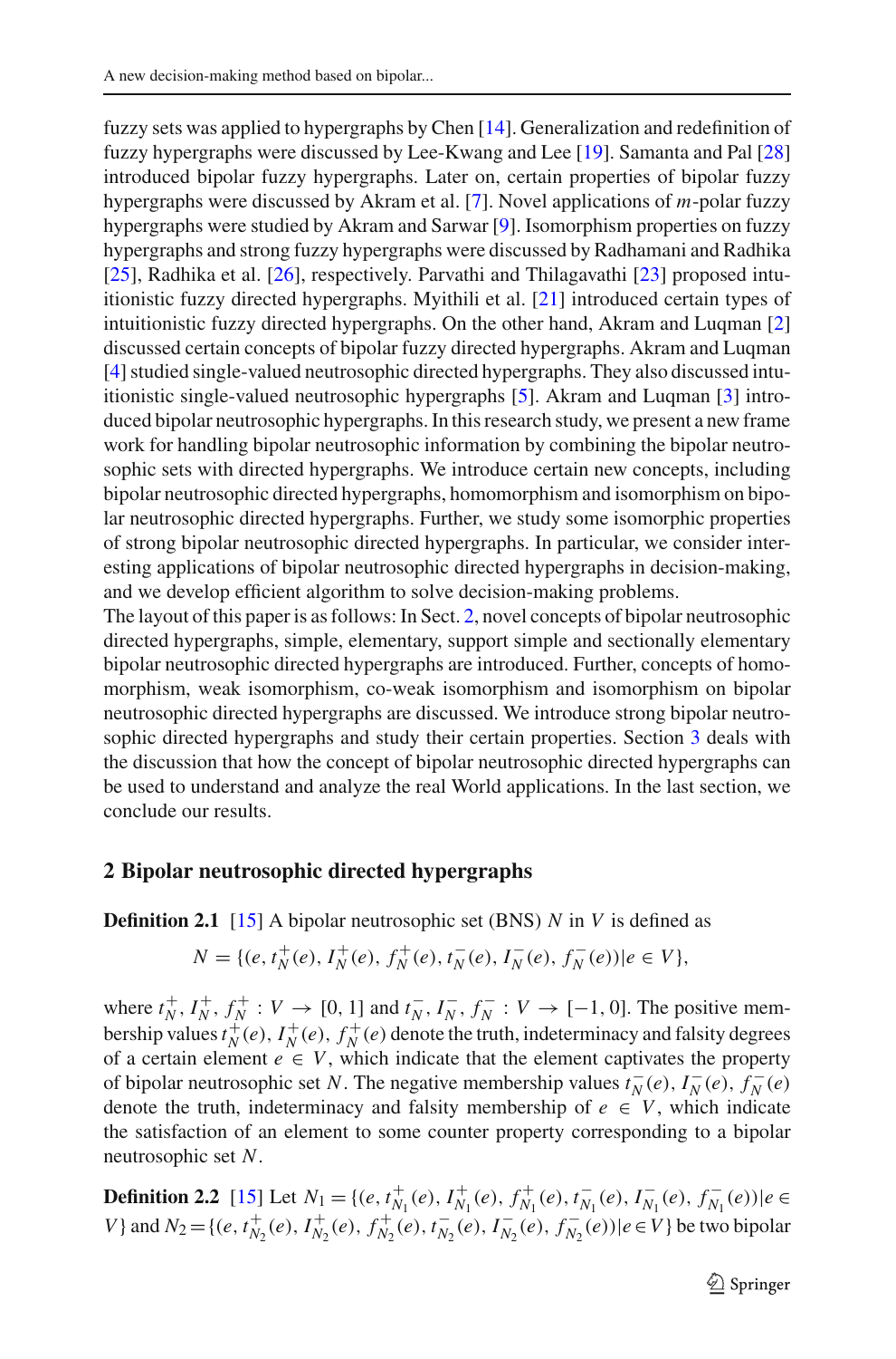fuzzy sets was applied to hypergraphs by Chen [14]. Generalization and redefinition of fuzzy hypergraphs were discussed by Lee-Kwang and Lee [19]. Samanta and Pal [28] introduced bipolar fuzzy hypergraphs. Later on, certain properties of bipolar fuzzy hypergraphs were discussed by Akram et al. [7]. Novel applications of $m$-polar fuzzy hypergraphs were studied by Akram and Sarwar [9]. Isomorphism properties on fuzzy hypergraphs and strong fuzzy hypergraphs were discussed by Radhamani and Radhika [25], Radhika et al. [26], respectively. Parvathi and Thilagavathi [23] proposed intuitionistic fuzzy directed hypergraphs. Myithili et al. [21] introduced certain types of intuitionistic fuzzy directed hypergraphs. On the other hand, Akram and Luqman [2] discussed certain concepts of bipolar fuzzy directed hypergraphs. Akram and Luqman [4] studied single-valued neutrosophic directed hypergraphs. They also discussed intuitionistic single-valued neutrosophic hypergraphs [5]. Akram and Luqman [3] introduced bipolar neutrosophic hypergraphs. In this research study, we present a new frame work for handling bipolar neutrosophic information by combining the bipolar neutrosophic sets with directed hypergraphs. We introduce certain new concepts, including bipolar neutrosophic directed hypergraphs, homomorphism and isomorphism on bipolar neutrosophic directed hypergraphs. Further, we study some isomorphic properties of strong bipolar neutrosophic directed hypergraphs. In particular, we consider interesting applications of bipolar neutrosophic directed hypergraphs in decision-making, and we develop efficient algorithm to solve decision-making problems.

The layout of this paper is as follows: In Sect. 2, novel concepts of bipolar neutrosophic directed hypergraphs, simple, elementary, support simple and sectionally elementary bipolar neutrosophic directed hypergraphs are introduced. Further, concepts of homomorphism, weak isomorphism, co-weak isomorphism and isomorphism on bipolar neutrosophic directed hypergraphs are discussed. We introduce strong bipolar neutrosophic directed hypergraphs and study their certain properties. Section 3 deals with the discussion that how the concept of bipolar neutrosophic directed hypergraphs can be used to understand and analyze the real World applications. In the last section, we conclude our results.

## 2 Bipolar neutrosophic directed hypergraphs

**Definition 2.1** [15] A bipolar neutrosophic set (BNS) $N$ in $V$ is defined as

$$N = \{(e, t_N^+(e), I_N^+(e), f_N^+(e), t_N^-(e), I_N^-(e), f_N^-(e)) | e \in V\},$$

where $t_N^+, I_N^+, f_N^+ : V \to [0, 1]$ and $t_N^-, I_N^-, f_N^- : V \to [-1, 0]$. The positive membership values $t_N^+(e), I_N^+(e), f_N^+(e)$ denote the truth, indeterminacy and falsity degrees of a certain element $e \in V$, which indicate that the element captivates the property of bipolar neutrosophic set $N$. The negative membership values $t_N^-(e), I_N^-(e), f_N^-(e)$ denote the truth, indeterminacy and falsity membership of $e \in V$, which indicate the satisfaction of an element to some counter property corresponding to a bipolar neutrosophic set $N$.

**Definition 2.2** [15] Let $N_1 = \{(e, t_{N_1}^+(e), I_{N_1}^+(e), f_{N_1}^+(e), t_{N_1}^-(e), I_{N_1}^-(e), f_{N_1}^-(e)) | e \in V\}$ and $N_2 = \{(e, t_{N_2}^+(e), I_{N_2}^+(e), f_{N_2}^+(e), t_{N_2}^-(e), I_{N_2}^-(e), f_{N_2}^-(e)) | e \in V\}$ be two bipolar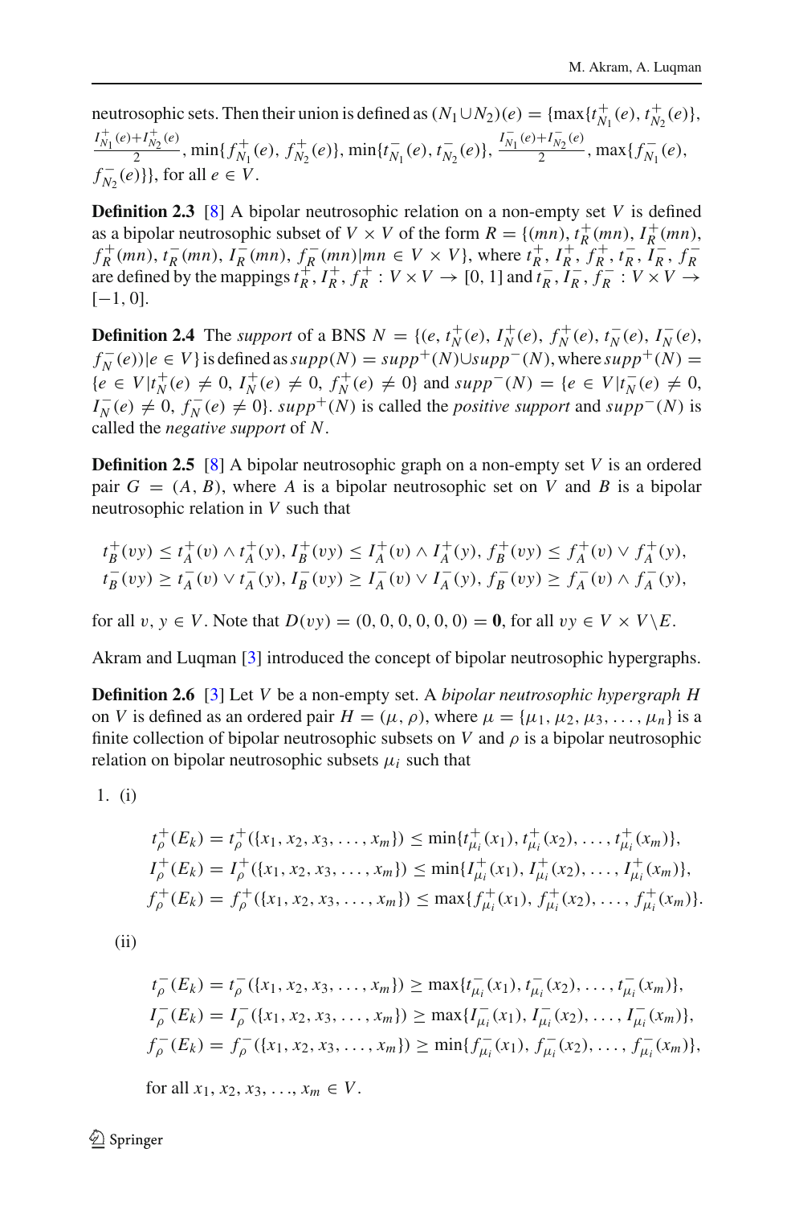neutrosophic sets. Then their union is defined as $(N_1 \cup N_2)(e) = \{\max\{t^+_{N_1}(e), t^+_{N_2}(e)\}, \frac{I^+_{N_1}(e)+I^+_{N_2}(e)}{2}, \min\{f^+_{N_1}(e), f^+_{N_2}(e)\}, \min\{t^-_{N_1}(e), t^-_{N_2}(e)\}, \frac{I^-_{N_1}(e)+I^-_{N_2}(e)}{2}, \max\{f^-_{N_1}(e), f^-_{N_2}(e)\}\}$, for all $e \in V$.

**Definition 2.3** [8] A bipolar neutrosophic relation on a non-empty set $V$ is defined as a bipolar neutrosophic subset of $V \times V$ of the form $R = \{(mn), t^+_R(mn), I^+_R(mn), f^+_R(mn), t^-_R(mn), I^-_R(mn), f^-_R(mn) | mn \in V \times V\}$, where $t^+_R, I^+_R, f^+_R, t^-_R, I^-_R, f^-_R$ are defined by the mappings $t^+_R, I^+_R, f^+_R : V \times V \to [0, 1]$ and $t^-_R, I^-_R, f^-_R : V \times V \to [-1, 0]$.

**Definition 2.4** The *support* of a BNS $N = \{(e, t^+_N(e), I^+_N(e), f^+_N(e), t^-_N(e), I^-_N(e), f^-_N(e)) | e \in V\}$ is defined as $supp(N) = supp^+(N) \cup supp^-(N)$, where $supp^+(N) = \{e \in V | t^+_N(e) \neq 0, I^+_N(e) \neq 0, f^+_N(e) \neq 0\}$ and $supp^-(N) = \{e \in V | t^-_N(e) \neq 0, I^-_N(e) \neq 0, f^-_N(e) \neq 0\}$. $supp^+(N)$ is called the *positive support* and $supp^-(N)$ is called the *negative support* of $N$.

**Definition 2.5** [8] A bipolar neutrosophic graph on a non-empty set $V$ is an ordered pair $G = (A, B)$, where $A$ is a bipolar neutrosophic set on $V$ and $B$ is a bipolar neutrosophic relation in $V$ such that

$$
\begin{aligned}
&t^+_B(vy) \leq t^+_A(v) \wedge t^+_A(y),\ I^+_B(vy) \leq I^+_A(v) \wedge I^+_A(y),\ f^+_B(vy) \leq f^+_A(v) \vee f^+_A(y),\\
&t^-_B(vy) \geq t^-_A(v) \vee t^-_A(y),\ I^-_B(vy) \geq I^-_A(v) \vee I^-_A(y),\ f^-_B(vy) \geq f^-_A(v) \wedge f^-_A(y),
\end{aligned}
$$

for all $v, y \in V$. Note that $D(vy) = (0, 0, 0, 0, 0, 0) = \mathbf{0}$, for all $vy \in V \times V \setminus E$.

Akram and Luqman [3] introduced the concept of bipolar neutrosophic hypergraphs.

**Definition 2.6** [3] Let $V$ be a non-empty set. A *bipolar neutrosophic hypergraph* $H$ on $V$ is defined as an ordered pair $H = (\mu, \rho)$, where $\mu = \{\mu_1, \mu_2, \mu_3, \ldots, \mu_n\}$ is a finite collection of bipolar neutrosophic subsets on $V$ and $\rho$ is a bipolar neutrosophic relation on bipolar neutrosophic subsets $\mu_i$ such that

1. (i)

$$
\begin{aligned}
t^+_\rho(E_k) &= t^+_\rho(\{x_1, x_2, x_3, \ldots, x_m\}) \leq \min\{t^+_{\mu_i}(x_1), t^+_{\mu_i}(x_2), \ldots, t^+_{\mu_i}(x_m)\},\\
I^+_\rho(E_k) &= I^+_\rho(\{x_1, x_2, x_3, \ldots, x_m\}) \leq \min\{I^+_{\mu_i}(x_1), I^+_{\mu_i}(x_2), \ldots, I^+_{\mu_i}(x_m)\},\\
f^+_\rho(E_k) &= f^+_\rho(\{x_1, x_2, x_3, \ldots, x_m\}) \leq \max\{f^+_{\mu_i}(x_1), f^+_{\mu_i}(x_2), \ldots, f^+_{\mu_i}(x_m)\}.
\end{aligned}
$$

   (ii)

$$
\begin{aligned}
t^-_\rho(E_k) &= t^-_\rho(\{x_1, x_2, x_3, \ldots, x_m\}) \geq \max\{t^-_{\mu_i}(x_1), t^-_{\mu_i}(x_2), \ldots, t^-_{\mu_i}(x_m)\},\\
I^-_\rho(E_k) &= I^-_\rho(\{x_1, x_2, x_3, \ldots, x_m\}) \geq \max\{I^-_{\mu_i}(x_1), I^-_{\mu_i}(x_2), \ldots, I^-_{\mu_i}(x_m)\},\\
f^-_\rho(E_k) &= f^-_\rho(\{x_1, x_2, x_3, \ldots, x_m\}) \geq \min\{f^-_{\mu_i}(x_1), f^-_{\mu_i}(x_2), \ldots, f^-_{\mu_i}(x_m)\},
\end{aligned}
$$

   for all $x_1, x_2, x_3, \ldots, x_m \in V$.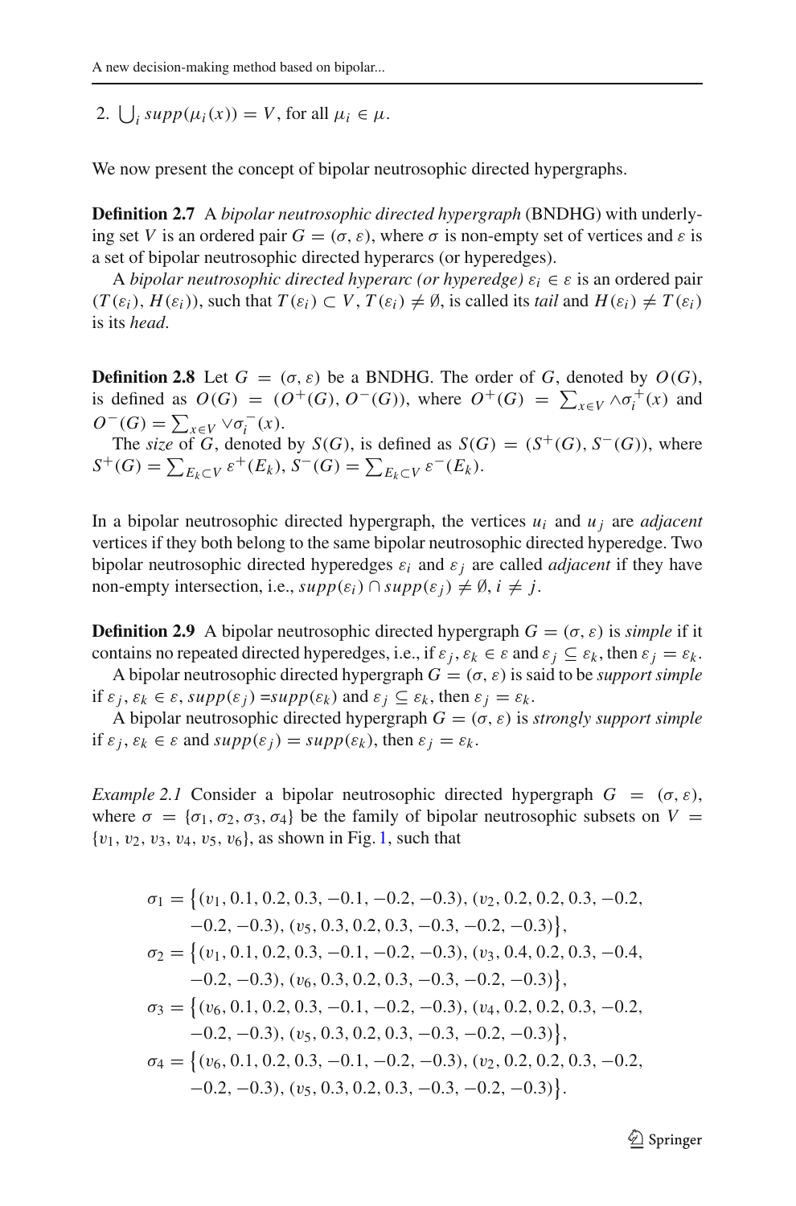2. $\bigcup_i supp(\mu_i(x)) = V$, for all $\mu_i \in \mu$.

We now present the concept of bipolar neutrosophic directed hypergraphs.

**Definition 2.7** A *bipolar neutrosophic directed hypergraph* (BNDHG) with underlying set $V$ is an ordered pair $G = (\sigma, \varepsilon)$, where $\sigma$ is non-empty set of vertices and $\varepsilon$ is a set of bipolar neutrosophic directed hyperarcs (or hyperedges).

A *bipolar neutrosophic directed hyperarc (or hyperedge)* $\varepsilon_i \in \varepsilon$ is an ordered pair $(T(\varepsilon_i), H(\varepsilon_i))$, such that $T(\varepsilon_i) \subset V$, $T(\varepsilon_i) \neq \emptyset$, is called its *tail* and $H(\varepsilon_i) \neq T(\varepsilon_i)$ is its *head*.

**Definition 2.8** Let $G = (\sigma, \varepsilon)$ be a BNDHG. The order of $G$, denoted by $O(G)$, is defined as $O(G) = (O^+(G), O^-(G))$, where $O^+(G) = \sum_{x \in V} \wedge \sigma_i^+(x)$ and $O^-(G) = \sum_{x \in V} \vee \sigma_i^-(x)$.

The *size* of $G$, denoted by $S(G)$, is defined as $S(G) = (S^+(G), S^-(G))$, where $S^+(G) = \sum_{E_k \subset V} \varepsilon^+(E_k)$, $S^-(G) = \sum_{E_k \subset V} \varepsilon^-(E_k)$.

In a bipolar neutrosophic directed hypergraph, the vertices $u_i$ and $u_j$ are *adjacent* vertices if they both belong to the same bipolar neutrosophic directed hyperedge. Two bipolar neutrosophic directed hyperedges $\varepsilon_i$ and $\varepsilon_j$ are called *adjacent* if they have non-empty intersection, i.e., $supp(\varepsilon_i) \cap supp(\varepsilon_j) \neq \emptyset$, $i \neq j$.

**Definition 2.9** A bipolar neutrosophic directed hypergraph $G = (\sigma, \varepsilon)$ is *simple* if it contains no repeated directed hyperedges, i.e., if $\varepsilon_j, \varepsilon_k \in \varepsilon$ and $\varepsilon_j \subseteq \varepsilon_k$, then $\varepsilon_j = \varepsilon_k$.

A bipolar neutrosophic directed hypergraph $G = (\sigma, \varepsilon)$ is said to be *support simple* if $\varepsilon_j, \varepsilon_k \in \varepsilon$, $supp(\varepsilon_j) = supp(\varepsilon_k)$ and $\varepsilon_j \subseteq \varepsilon_k$, then $\varepsilon_j = \varepsilon_k$.

A bipolar neutrosophic directed hypergraph $G = (\sigma, \varepsilon)$ is *strongly support simple* if $\varepsilon_j, \varepsilon_k \in \varepsilon$ and $supp(\varepsilon_j) = supp(\varepsilon_k)$, then $\varepsilon_j = \varepsilon_k$.

*Example 2.1* Consider a bipolar neutrosophic directed hypergraph $G = (\sigma, \varepsilon)$, where $\sigma = \{\sigma_1, \sigma_2, \sigma_3, \sigma_4\}$ be the family of bipolar neutrosophic subsets on $V = \{v_1, v_2, v_3, v_4, v_5, v_6\}$, as shown in Fig. 1, such that

$$
\begin{aligned}
\sigma_1 &= \big\{(v_1, 0.1, 0.2, 0.3, -0.1, -0.2, -0.3), (v_2, 0.2, 0.2, 0.3, -0.2, \\
&\quad -0.2, -0.3), (v_5, 0.3, 0.2, 0.3, -0.3, -0.2, -0.3)\big\}, \\
\sigma_2 &= \big\{(v_1, 0.1, 0.2, 0.3, -0.1, -0.2, -0.3), (v_3, 0.4, 0.2, 0.3, -0.4, \\
&\quad -0.2, -0.3), (v_6, 0.3, 0.2, 0.3, -0.3, -0.2, -0.3)\big\}, \\
\sigma_3 &= \big\{(v_6, 0.1, 0.2, 0.3, -0.1, -0.2, -0.3), (v_4, 0.2, 0.2, 0.3, -0.2, \\
&\quad -0.2, -0.3), (v_5, 0.3, 0.2, 0.3, -0.3, -0.2, -0.3)\big\}, \\
\sigma_4 &= \big\{(v_6, 0.1, 0.2, 0.3, -0.1, -0.2, -0.3), (v_2, 0.2, 0.2, 0.3, -0.2, \\
&\quad -0.2, -0.3), (v_5, 0.3, 0.2, 0.3, -0.3, -0.2, -0.3)\big\}.
\end{aligned}
$$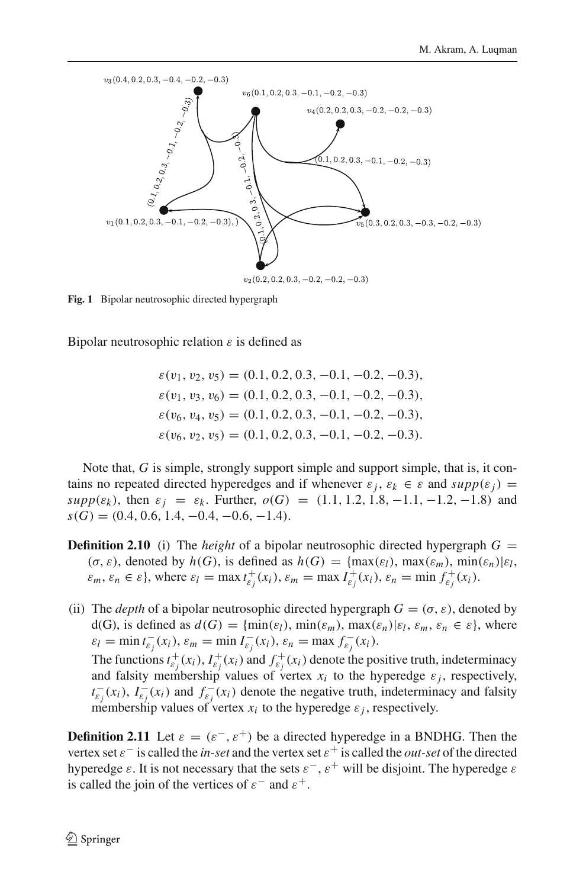**Fig. 1** Bipolar neutrosophic directed hypergraph

Bipolar neutrosophic relation $\varepsilon$ is defined as

$$\varepsilon(v_1, v_2, v_5) = (0.1, 0.2, 0.3, -0.1, -0.2, -0.3),$$
$$\varepsilon(v_1, v_3, v_6) = (0.1, 0.2, 0.3, -0.1, -0.2, -0.3),$$
$$\varepsilon(v_6, v_4, v_5) = (0.1, 0.2, 0.3, -0.1, -0.2, -0.3),$$
$$\varepsilon(v_6, v_2, v_5) = (0.1, 0.2, 0.3, -0.1, -0.2, -0.3).$$

Note that, $G$ is simple, strongly support simple and support simple, that is, it contains no repeated directed hyperedges and if whenever $\varepsilon_j, \varepsilon_k \in \varepsilon$ and $supp(\varepsilon_j) = supp(\varepsilon_k)$, then $\varepsilon_j = \varepsilon_k$. Further, $o(G) = (1.1, 1.2, 1.8, -1.1, -1.2, -1.8)$ and $s(G) = (0.4, 0.6, 1.4, -0.4, -0.6, -1.4)$.

**Definition 2.10** (i) The *height* of a bipolar neutrosophic directed hypergraph $G = (\sigma, \varepsilon)$, denoted by $h(G)$, is defined as $h(G) = \{\max(\varepsilon_l), \max(\varepsilon_m), \min(\varepsilon_n) | \varepsilon_l, \varepsilon_m, \varepsilon_n \in \varepsilon\}$, where $\varepsilon_l = \max t^+_{\varepsilon_j}(x_i)$, $\varepsilon_m = \max I^+_{\varepsilon_j}(x_i)$, $\varepsilon_n = \min f^+_{\varepsilon_j}(x_i)$.

(ii) The *depth* of a bipolar neutrosophic directed hypergraph $G = (\sigma, \varepsilon)$, denoted by d(G), is defined as $d(G) = \{\min(\varepsilon_l), \min(\varepsilon_m), \max(\varepsilon_n) | \varepsilon_l, \varepsilon_m, \varepsilon_n \in \varepsilon\}$, where $\varepsilon_l = \min t^-_{\varepsilon_j}(x_i)$, $\varepsilon_m = \min I^-_{\varepsilon_j}(x_i)$, $\varepsilon_n = \max f^-_{\varepsilon_j}(x_i)$.
The functions $t^+_{\varepsilon_j}(x_i)$, $I^+_{\varepsilon_j}(x_i)$ and $f^+_{\varepsilon_j}(x_i)$ denote the positive truth, indeterminacy and falsity membership values of vertex $x_i$ to the hyperedge $\varepsilon_j$, respectively, $t^-_{\varepsilon_j}(x_i)$, $I^-_{\varepsilon_j}(x_i)$ and $f^-_{\varepsilon_j}(x_i)$ denote the negative truth, indeterminacy and falsity membership values of vertex $x_i$ to the hyperedge $\varepsilon_j$, respectively.

**Definition 2.11** Let $\varepsilon = (\varepsilon^-, \varepsilon^+)$ be a directed hyperedge in a BNDHG. Then the vertex set $\varepsilon^-$ is called the *in-set* and the vertex set $\varepsilon^+$ is called the *out-set* of the directed hyperedge $\varepsilon$. It is not necessary that the sets $\varepsilon^-$, $\varepsilon^+$ will be disjoint. The hyperedge $\varepsilon$ is called the join of the vertices of $\varepsilon^-$ and $\varepsilon^+$.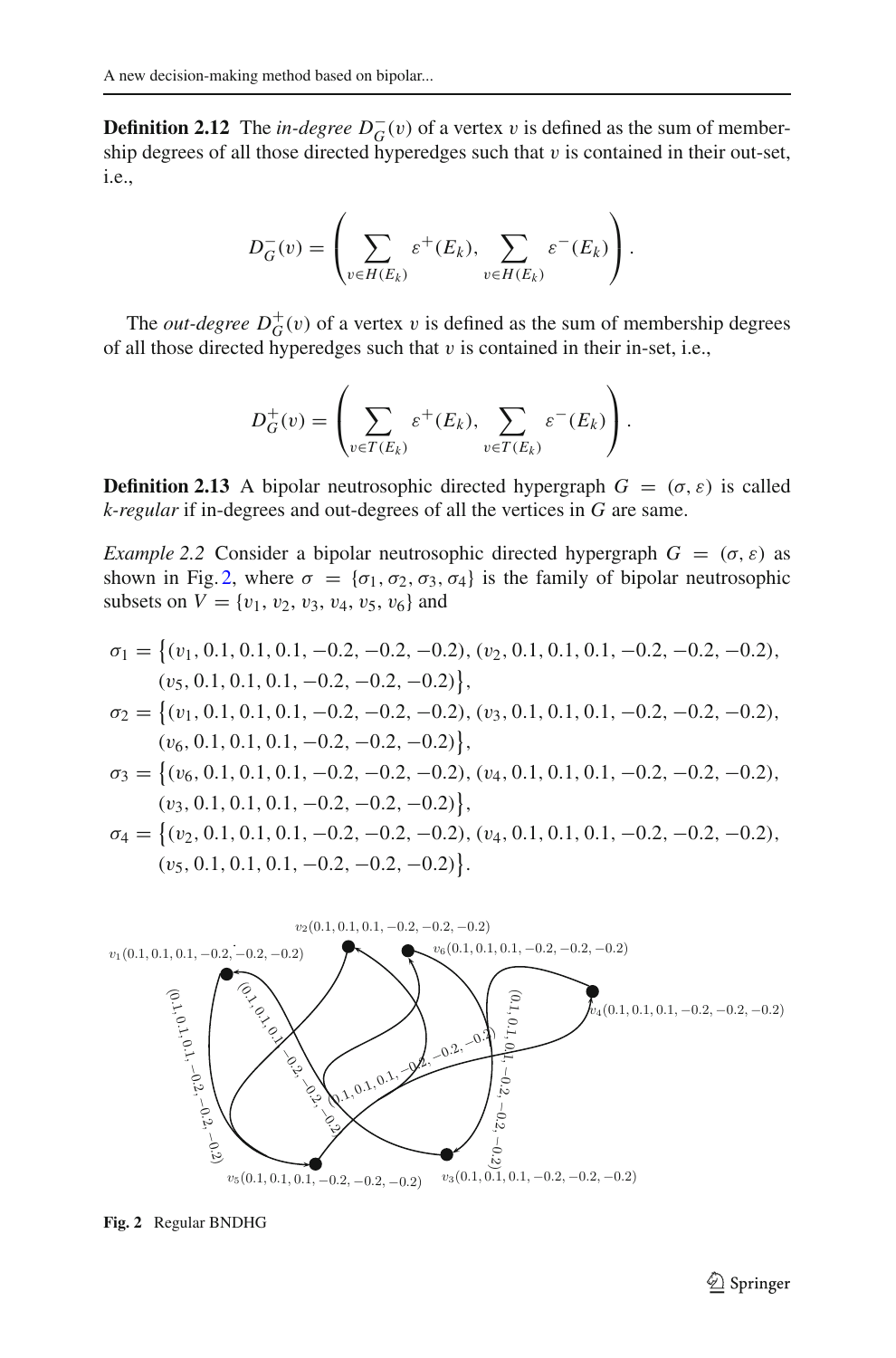**Definition 2.12** The *in-degree* $D_G^-(v)$ of a vertex $v$ is defined as the sum of membership degrees of all those directed hyperedges such that $v$ is contained in their out-set, i.e.,

$$D_G^-(v) = \left( \sum_{v \in H(E_k)} \varepsilon^+(E_k), \sum_{v \in H(E_k)} \varepsilon^-(E_k) \right).$$

The *out-degree* $D_G^+(v)$ of a vertex $v$ is defined as the sum of membership degrees of all those directed hyperedges such that $v$ is contained in their in-set, i.e.,

$$D_G^+(v) = \left( \sum_{v \in T(E_k)} \varepsilon^+(E_k), \sum_{v \in T(E_k)} \varepsilon^-(E_k) \right).$$

**Definition 2.13** A bipolar neutrosophic directed hypergraph $G = (\sigma, \varepsilon)$ is called *k-regular* if in-degrees and out-degrees of all the vertices in $G$ are same.

*Example 2.2* Consider a bipolar neutrosophic directed hypergraph $G = (\sigma, \varepsilon)$ as shown in Fig. 2, where $\sigma = \{\sigma_1, \sigma_2, \sigma_3, \sigma_4\}$ is the family of bipolar neutrosophic subsets on $V = \{v_1, v_2, v_3, v_4, v_5, v_6\}$ and

$$\sigma_1 = \{(v_1, 0.1, 0.1, 0.1, -0.2, -0.2, -0.2), (v_2, 0.1, 0.1, 0.1, -0.2, -0.2, -0.2), (v_5, 0.1, 0.1, 0.1, -0.2, -0.2, -0.2)\},$$
$$\sigma_2 = \{(v_1, 0.1, 0.1, 0.1, -0.2, -0.2, -0.2), (v_3, 0.1, 0.1, 0.1, -0.2, -0.2, -0.2), (v_6, 0.1, 0.1, 0.1, -0.2, -0.2, -0.2)\},$$
$$\sigma_3 = \{(v_6, 0.1, 0.1, 0.1, -0.2, -0.2, -0.2), (v_4, 0.1, 0.1, 0.1, -0.2, -0.2, -0.2), (v_3, 0.1, 0.1, 0.1, -0.2, -0.2, -0.2)\},$$
$$\sigma_4 = \{(v_2, 0.1, 0.1, 0.1, -0.2, -0.2, -0.2), (v_4, 0.1, 0.1, 0.1, -0.2, -0.2, -0.2), (v_5, 0.1, 0.1, 0.1, -0.2, -0.2, -0.2)\}.$$

**Fig. 2** Regular BNDHG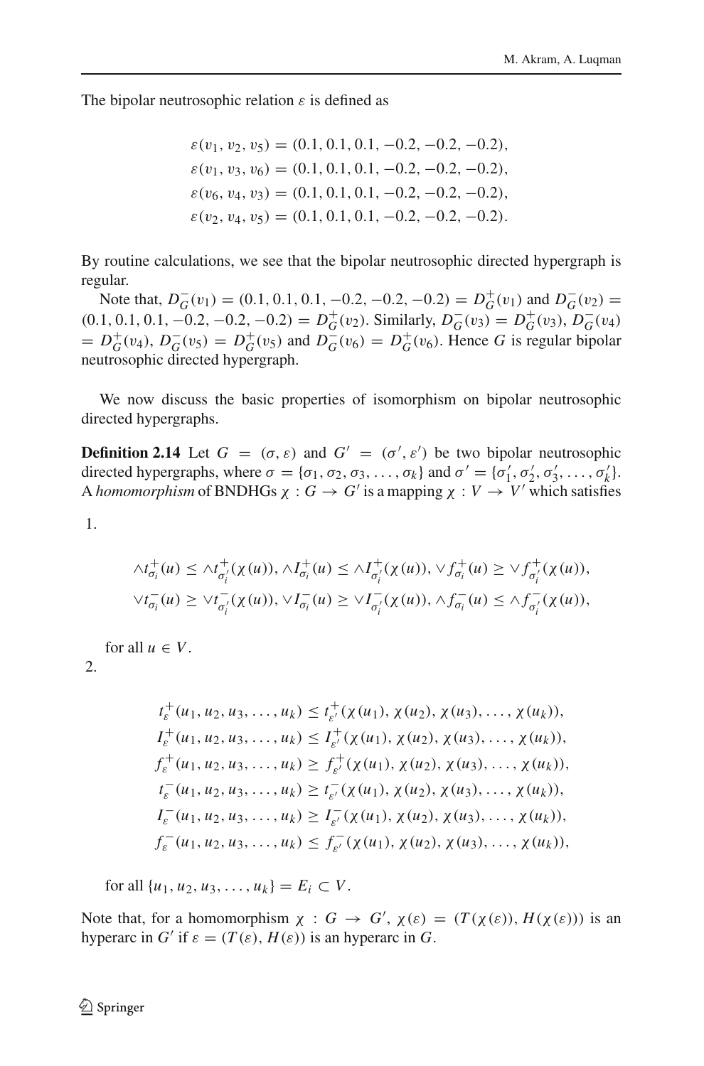The bipolar neutrosophic relation $\varepsilon$ is defined as

$$\varepsilon(v_1, v_2, v_5) = (0.1, 0.1, 0.1, -0.2, -0.2, -0.2),$$
$$\varepsilon(v_1, v_3, v_6) = (0.1, 0.1, 0.1, -0.2, -0.2, -0.2),$$
$$\varepsilon(v_6, v_4, v_3) = (0.1, 0.1, 0.1, -0.2, -0.2, -0.2),$$
$$\varepsilon(v_2, v_4, v_5) = (0.1, 0.1, 0.1, -0.2, -0.2, -0.2).$$

By routine calculations, we see that the bipolar neutrosophic directed hypergraph is regular.

Note that, $D_G^-(v_1) = (0.1, 0.1, 0.1, -0.2, -0.2, -0.2) = D_G^+(v_1)$ and $D_G^-(v_2) = (0.1, 0.1, 0.1, -0.2, -0.2, -0.2) = D_G^+(v_2)$. Similarly, $D_G^-(v_3) = D_G^+(v_3)$, $D_G^-(v_4) = D_G^+(v_4)$, $D_G^-(v_5) = D_G^+(v_5)$ and $D_G^-(v_6) = D_G^+(v_6)$. Hence $G$ is regular bipolar neutrosophic directed hypergraph.

We now discuss the basic properties of isomorphism on bipolar neutrosophic directed hypergraphs.

**Definition 2.14** Let $G = (\sigma, \varepsilon)$ and $G' = (\sigma', \varepsilon')$ be two bipolar neutrosophic directed hypergraphs, where $\sigma = \{\sigma_1, \sigma_2, \sigma_3, \ldots, \sigma_k\}$ and $\sigma' = \{\sigma'_1, \sigma'_2, \sigma'_3, \ldots, \sigma'_k\}$. A *homomorphism* of BNDHGs $\chi : G \to G'$ is a mapping $\chi : V \to V'$ which satisfies

1.

$$\wedge t^+_{\sigma_i}(u) \leq \wedge t^+_{\sigma'_i}(\chi(u)), \wedge I^+_{\sigma_i}(u) \leq \wedge I^+_{\sigma'_i}(\chi(u)), \vee f^+_{\sigma_i}(u) \geq \vee f^+_{\sigma'_i}(\chi(u)),$$
$$\vee t^-_{\sigma_i}(u) \geq \vee t^-_{\sigma'_i}(\chi(u)), \vee I^-_{\sigma_i}(u) \geq \vee I^-_{\sigma'_i}(\chi(u)), \wedge f^-_{\sigma_i}(u) \leq \wedge f^-_{\sigma'_i}(\chi(u)),$$

for all $u \in V$.

2.

$$t^+_{\varepsilon}(u_1, u_2, u_3, \ldots, u_k) \leq t^+_{\varepsilon'}(\chi(u_1), \chi(u_2), \chi(u_3), \ldots, \chi(u_k)),$$
$$I^+_{\varepsilon}(u_1, u_2, u_3, \ldots, u_k) \leq I^+_{\varepsilon'}(\chi(u_1), \chi(u_2), \chi(u_3), \ldots, \chi(u_k)),$$
$$f^+_{\varepsilon}(u_1, u_2, u_3, \ldots, u_k) \geq f^+_{\varepsilon'}(\chi(u_1), \chi(u_2), \chi(u_3), \ldots, \chi(u_k)),$$
$$t^-_{\varepsilon}(u_1, u_2, u_3, \ldots, u_k) \geq t^-_{\varepsilon'}(\chi(u_1), \chi(u_2), \chi(u_3), \ldots, \chi(u_k)),$$
$$I^-_{\varepsilon}(u_1, u_2, u_3, \ldots, u_k) \geq I^-_{\varepsilon'}(\chi(u_1), \chi(u_2), \chi(u_3), \ldots, \chi(u_k)),$$
$$f^-_{\varepsilon}(u_1, u_2, u_3, \ldots, u_k) \leq f^-_{\varepsilon'}(\chi(u_1), \chi(u_2), \chi(u_3), \ldots, \chi(u_k)),$$

for all $\{u_1, u_2, u_3, \ldots, u_k\} = E_i \subset V$.

Note that, for a homomorphism $\chi : G \to G'$, $\chi(\varepsilon) = (T(\chi(\varepsilon)), H(\chi(\varepsilon)))$ is an hyperarc in $G'$ if $\varepsilon = (T(\varepsilon), H(\varepsilon))$ is an hyperarc in $G$.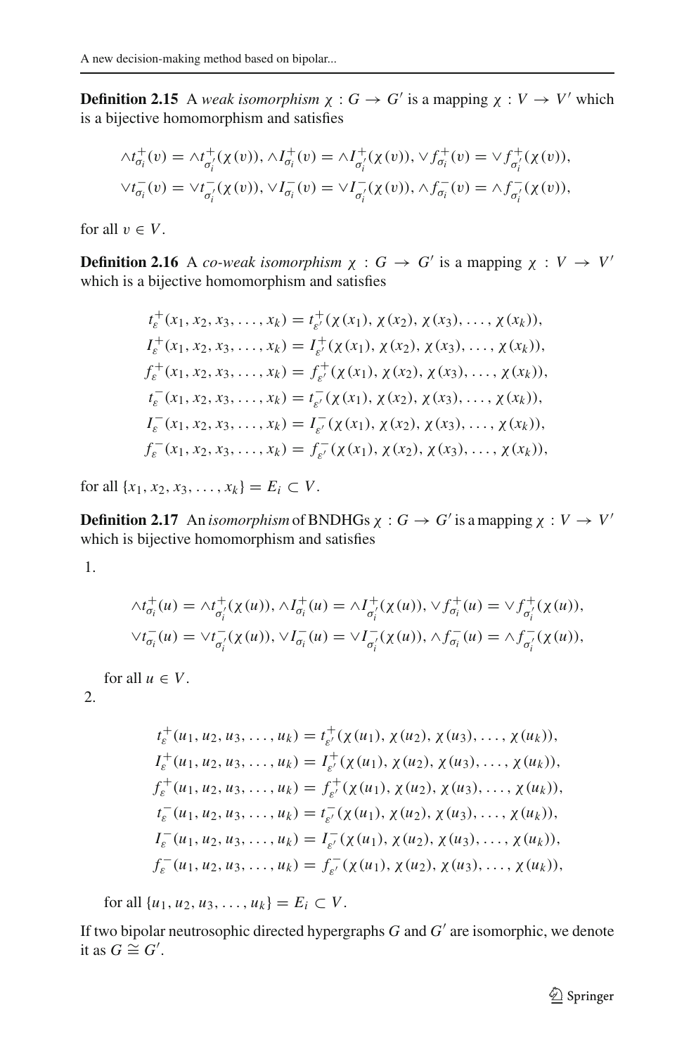**Definition 2.15** A *weak isomorphism* $\chi : G \rightarrow G'$ is a mapping $\chi : V \rightarrow V'$ which is a bijective homomorphism and satisfies

$$\wedge t^{+}_{\sigma_i}(v) = \wedge t^{+}_{\sigma'_i}(\chi(v)), \wedge I^{+}_{\sigma_i}(v) = \wedge I^{+}_{\sigma'_i}(\chi(v)), \vee f^{+}_{\sigma_i}(v) = \vee f^{+}_{\sigma'_i}(\chi(v)),$$
$$\vee t^{-}_{\sigma_i}(v) = \vee t^{-}_{\sigma'_i}(\chi(v)), \vee I^{-}_{\sigma_i}(v) = \vee I^{-}_{\sigma'_i}(\chi(v)), \wedge f^{-}_{\sigma_i}(v) = \wedge f^{-}_{\sigma'_i}(\chi(v)),$$

for all $v \in V$.

**Definition 2.16** A *co-weak isomorphism* $\chi : G \rightarrow G'$ is a mapping $\chi : V \rightarrow V'$ which is a bijective homomorphism and satisfies

$$t^{+}_{\varepsilon}(x_1, x_2, x_3, \ldots, x_k) = t^{+}_{\varepsilon'}(\chi(x_1), \chi(x_2), \chi(x_3), \ldots, \chi(x_k)),$$
$$I^{+}_{\varepsilon}(x_1, x_2, x_3, \ldots, x_k) = I^{+}_{\varepsilon'}(\chi(x_1), \chi(x_2), \chi(x_3), \ldots, \chi(x_k)),$$
$$f^{+}_{\varepsilon}(x_1, x_2, x_3, \ldots, x_k) = f^{+}_{\varepsilon'}(\chi(x_1), \chi(x_2), \chi(x_3), \ldots, \chi(x_k)),$$
$$t^{-}_{\varepsilon}(x_1, x_2, x_3, \ldots, x_k) = t^{-}_{\varepsilon'}(\chi(x_1), \chi(x_2), \chi(x_3), \ldots, \chi(x_k)),$$
$$I^{-}_{\varepsilon}(x_1, x_2, x_3, \ldots, x_k) = I^{-}_{\varepsilon'}(\chi(x_1), \chi(x_2), \chi(x_3), \ldots, \chi(x_k)),$$
$$f^{-}_{\varepsilon}(x_1, x_2, x_3, \ldots, x_k) = f^{-}_{\varepsilon'}(\chi(x_1), \chi(x_2), \chi(x_3), \ldots, \chi(x_k)),$$

for all $\{x_1, x_2, x_3, \ldots, x_k\} = E_i \subset V$.

**Definition 2.17** An *isomorphism* of BNDHGs $\chi : G \rightarrow G'$ is a mapping $\chi : V \rightarrow V'$ which is bijective homomorphism and satisfies

1.
$$\wedge t^{+}_{\sigma_i}(u) = \wedge t^{+}_{\sigma'_i}(\chi(u)), \wedge I^{+}_{\sigma_i}(u) = \wedge I^{+}_{\sigma'_i}(\chi(u)), \vee f^{+}_{\sigma_i}(u) = \vee f^{+}_{\sigma'_i}(\chi(u)),$$
$$\vee t^{-}_{\sigma_i}(u) = \vee t^{-}_{\sigma'_i}(\chi(u)), \vee I^{-}_{\sigma_i}(u) = \vee I^{-}_{\sigma'_i}(\chi(u)), \wedge f^{-}_{\sigma_i}(u) = \wedge f^{-}_{\sigma'_i}(\chi(u)),$$

   for all $u \in V$.

2.
$$t^{+}_{\varepsilon}(u_1, u_2, u_3, \ldots, u_k) = t^{+}_{\varepsilon'}(\chi(u_1), \chi(u_2), \chi(u_3), \ldots, \chi(u_k)),$$
$$I^{+}_{\varepsilon}(u_1, u_2, u_3, \ldots, u_k) = I^{+}_{\varepsilon'}(\chi(u_1), \chi(u_2), \chi(u_3), \ldots, \chi(u_k)),$$
$$f^{+}_{\varepsilon}(u_1, u_2, u_3, \ldots, u_k) = f^{+}_{\varepsilon'}(\chi(u_1), \chi(u_2), \chi(u_3), \ldots, \chi(u_k)),$$
$$t^{-}_{\varepsilon}(u_1, u_2, u_3, \ldots, u_k) = t^{-}_{\varepsilon'}(\chi(u_1), \chi(u_2), \chi(u_3), \ldots, \chi(u_k)),$$
$$I^{-}_{\varepsilon}(u_1, u_2, u_3, \ldots, u_k) = I^{-}_{\varepsilon'}(\chi(u_1), \chi(u_2), \chi(u_3), \ldots, \chi(u_k)),$$
$$f^{-}_{\varepsilon}(u_1, u_2, u_3, \ldots, u_k) = f^{-}_{\varepsilon'}(\chi(u_1), \chi(u_2), \chi(u_3), \ldots, \chi(u_k)),$$

   for all $\{u_1, u_2, u_3, \ldots, u_k\} = E_i \subset V$.

If two bipolar neutrosophic directed hypergraphs $G$ and $G'$ are isomorphic, we denote it as $G \cong G'$.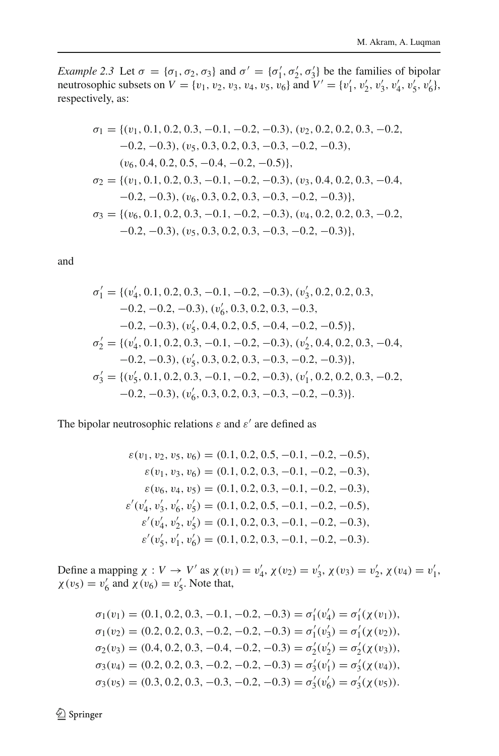*Example 2.3* Let $\sigma = \{\sigma_1, \sigma_2, \sigma_3\}$ and $\sigma' = \{\sigma_1', \sigma_2', \sigma_3'\}$ be the families of bipolar neutrosophic subsets on $V = \{v_1, v_2, v_3, v_4, v_5, v_6\}$ and $V' = \{v_1', v_2', v_3', v_4', v_5', v_6'\}$, respectively, as:

$$
\begin{aligned}
\sigma_1 = \{&(v_1, 0.1, 0.2, 0.3, -0.1, -0.2, -0.3), (v_2, 0.2, 0.2, 0.3, -0.2, \\
&-0.2, -0.3), (v_5, 0.3, 0.2, 0.3, -0.3, -0.2, -0.3), \\
&(v_6, 0.4, 0.2, 0.5, -0.4, -0.2, -0.5)\}, \\
\sigma_2 = \{&(v_1, 0.1, 0.2, 0.3, -0.1, -0.2, -0.3), (v_3, 0.4, 0.2, 0.3, -0.4, \\
&-0.2, -0.3), (v_6, 0.3, 0.2, 0.3, -0.3, -0.2, -0.3)\}, \\
\sigma_3 = \{&(v_6, 0.1, 0.2, 0.3, -0.1, -0.2, -0.3), (v_4, 0.2, 0.2, 0.3, -0.2, \\
&-0.2, -0.3), (v_5, 0.3, 0.2, 0.3, -0.3, -0.2, -0.3)\},
\end{aligned}
$$

and

$$
\begin{aligned}
\sigma_1' = \{&(v_4', 0.1, 0.2, 0.3, -0.1, -0.2, -0.3), (v_3', 0.2, 0.2, 0.3, \\
&-0.2, -0.2, -0.3), (v_6', 0.3, 0.2, 0.3, -0.3, \\
&-0.2, -0.3), (v_5', 0.4, 0.2, 0.5, -0.4, -0.2, -0.5)\}, \\
\sigma_2' = \{&(v_4', 0.1, 0.2, 0.3, -0.1, -0.2, -0.3), (v_2', 0.4, 0.2, 0.3, -0.4, \\
&-0.2, -0.3), (v_5', 0.3, 0.2, 0.3, -0.3, -0.2, -0.3)\}, \\
\sigma_3' = \{&(v_5', 0.1, 0.2, 0.3, -0.1, -0.2, -0.3), (v_1', 0.2, 0.2, 0.3, -0.2, \\
&-0.2, -0.3), (v_6', 0.3, 0.2, 0.3, -0.3, -0.2, -0.3)\}.
\end{aligned}
$$

The bipolar neutrosophic relations $\varepsilon$ and $\varepsilon'$ are defined as

$$
\begin{aligned}
\varepsilon(v_1, v_2, v_5, v_6) &= (0.1, 0.2, 0.5, -0.1, -0.2, -0.5), \\
\varepsilon(v_1, v_3, v_6) &= (0.1, 0.2, 0.3, -0.1, -0.2, -0.3), \\
\varepsilon(v_6, v_4, v_5) &= (0.1, 0.2, 0.3, -0.1, -0.2, -0.3), \\
\varepsilon'(v_4', v_3', v_6', v_5') &= (0.1, 0.2, 0.5, -0.1, -0.2, -0.5), \\
\varepsilon'(v_4', v_2', v_5') &= (0.1, 0.2, 0.3, -0.1, -0.2, -0.3), \\
\varepsilon'(v_5', v_1', v_6') &= (0.1, 0.2, 0.3, -0.1, -0.2, -0.3).
\end{aligned}
$$

Define a mapping $\chi : V \to V'$ as $\chi(v_1) = v_4'$, $\chi(v_2) = v_3'$, $\chi(v_3) = v_2'$, $\chi(v_4) = v_1'$, $\chi(v_5) = v_6'$ and $\chi(v_6) = v_5'$. Note that,

$$
\begin{aligned}
\sigma_1(v_1) &= (0.1, 0.2, 0.3, -0.1, -0.2, -0.3) = \sigma_1'(v_4') = \sigma_1'(\chi(v_1)), \\
\sigma_1(v_2) &= (0.2, 0.2, 0.3, -0.2, -0.2, -0.3) = \sigma_1'(v_3') = \sigma_1'(\chi(v_2)), \\
\sigma_2(v_3) &= (0.4, 0.2, 0.3, -0.4, -0.2, -0.3) = \sigma_2'(v_2') = \sigma_2'(\chi(v_3)), \\
\sigma_3(v_4) &= (0.2, 0.2, 0.3, -0.2, -0.2, -0.3) = \sigma_3'(v_1') = \sigma_3'(\chi(v_4)), \\
\sigma_3(v_5) &= (0.3, 0.2, 0.3, -0.3, -0.2, -0.3) = \sigma_3'(v_6') = \sigma_3'(\chi(v_5)).
\end{aligned}
$$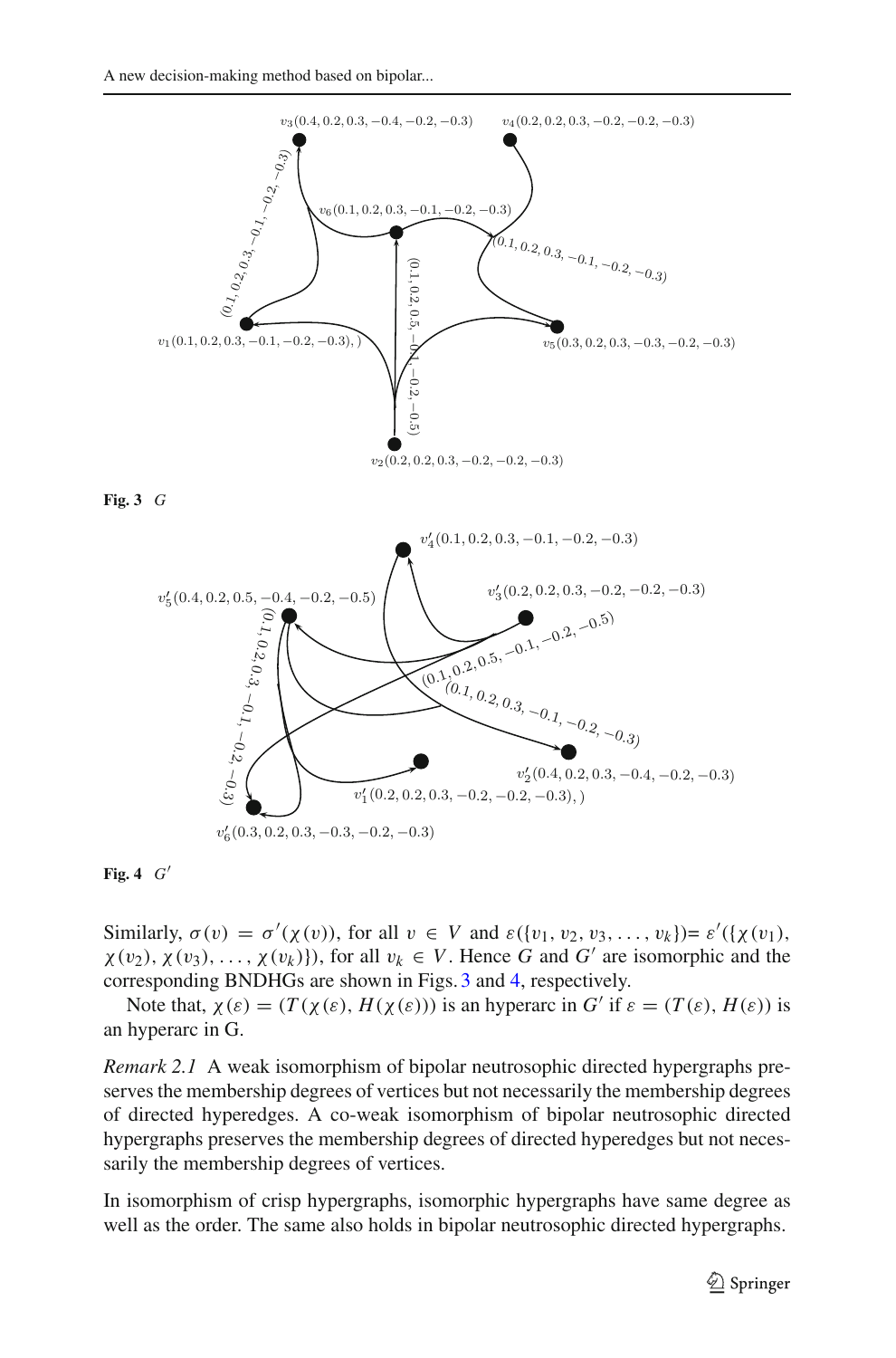Fig. 3 $G$

Fig. 4 $G'$

Similarly, $\sigma(v) = \sigma'(\chi(v))$, for all $v \in V$ and $\varepsilon(\{v_1, v_2, v_3, \ldots, v_k\}) = \varepsilon'(\{\chi(v_1), \chi(v_2), \chi(v_3), \ldots, \chi(v_k)\})$, for all $v_k \in V$. Hence $G$ and $G'$ are isomorphic and the corresponding BNDHGs are shown in Figs. 3 and 4, respectively.

Note that, $\chi(\varepsilon) = (T(\chi(\varepsilon)), H(\chi(\varepsilon)))$ is an hyperarc in $G'$ if $\varepsilon = (T(\varepsilon), H(\varepsilon))$ is an hyperarc in G.

*Remark 2.1* A weak isomorphism of bipolar neutrosophic directed hypergraphs preserves the membership degrees of vertices but not necessarily the membership degrees of directed hyperedges. A co-weak isomorphism of bipolar neutrosophic directed hypergraphs preserves the membership degrees of directed hyperedges but not necessarily the membership degrees of vertices.

In isomorphism of crisp hypergraphs, isomorphic hypergraphs have same degree as well as the order. The same also holds in bipolar neutrosophic directed hypergraphs.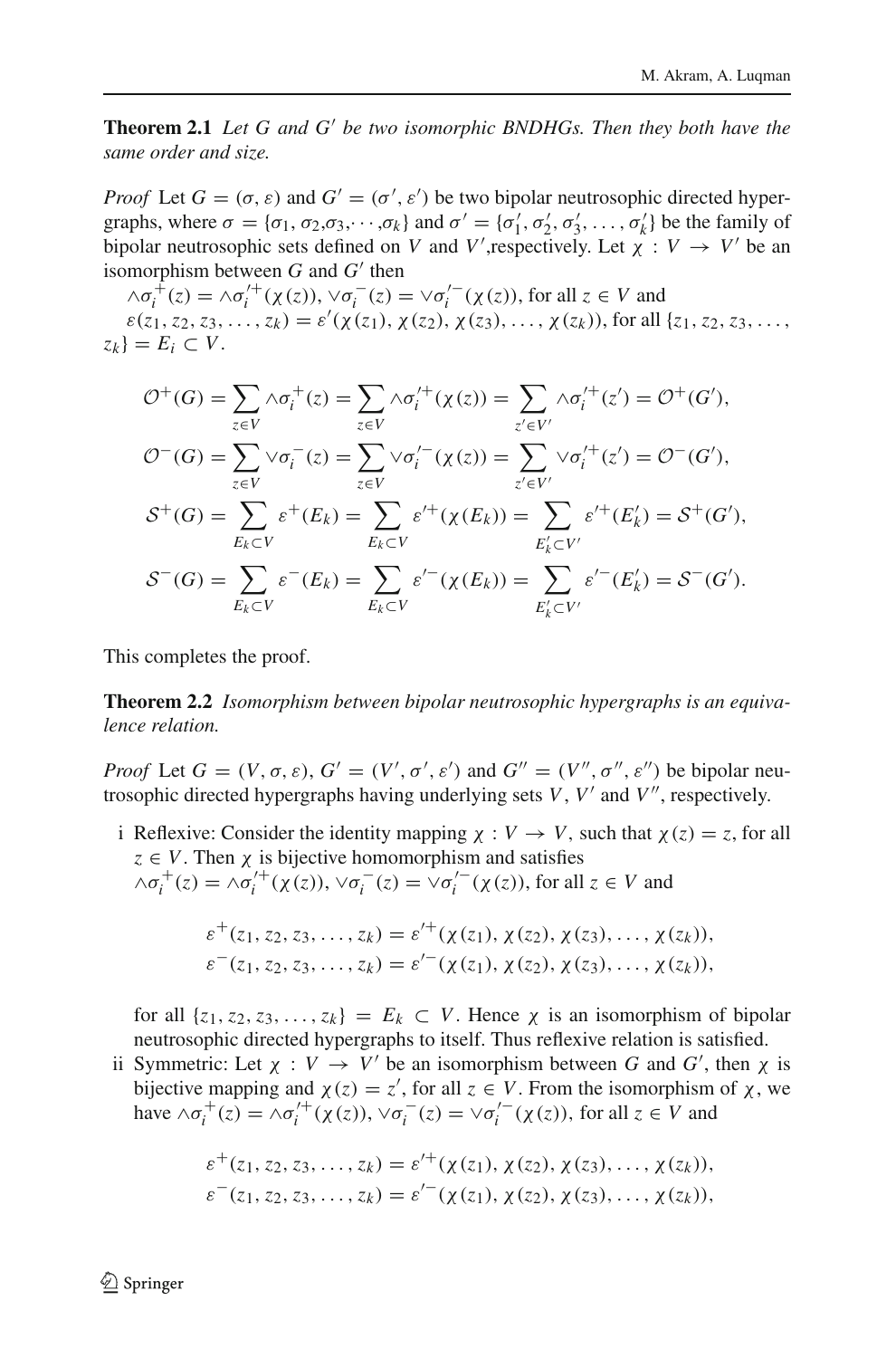**Theorem 2.1** *Let $G$ and $G'$ be two isomorphic BNDHGs. Then they both have the same order and size.*

*Proof* Let $G = (\sigma, \varepsilon)$ and $G' = (\sigma', \varepsilon')$ be two bipolar neutrosophic directed hypergraphs, where $\sigma = \{\sigma_1, \sigma_2, \sigma_3, \cdots, \sigma_k\}$ and $\sigma' = \{\sigma'_1, \sigma'_2, \sigma'_3, \ldots, \sigma'_k\}$ be the family of bipolar neutrosophic sets defined on $V$ and $V'$,respectively. Let $\chi : V \to V'$ be an isomorphism between $G$ and $G'$ then

$\wedge\sigma_i^+(z) = \wedge\sigma_i'^+(\chi(z))$, $\vee\sigma_i^-(z) = \vee\sigma_i'^-(\chi(z))$, for all $z \in V$ and

$\varepsilon(z_1, z_2, z_3, \ldots, z_k) = \varepsilon'(\chi(z_1), \chi(z_2), \chi(z_3), \ldots, \chi(z_k))$, for all $\{z_1, z_2, z_3, \ldots, z_k\} = E_i \subset V$.

$$\mathcal{O}^+(G) = \sum_{z \in V} \wedge\sigma_i^+(z) = \sum_{z \in V} \wedge\sigma_i'^+(\chi(z)) = \sum_{z' \in V'} \wedge\sigma_i'^+(z') = \mathcal{O}^+(G'),$$

$$\mathcal{O}^-(G) = \sum_{z \in V} \vee\sigma_i^-(z) = \sum_{z \in V} \vee\sigma_i'^-(\chi(z)) = \sum_{z' \in V'} \vee\sigma_i'^+(z') = \mathcal{O}^-(G'),$$

$$\mathcal{S}^+(G) = \sum_{E_k \subset V} \varepsilon^+(E_k) = \sum_{E_k \subset V} \varepsilon'^+(\chi(E_k)) = \sum_{E'_k \subset V'} \varepsilon'^+(E'_k) = \mathcal{S}^+(G'),$$

$$\mathcal{S}^-(G) = \sum_{E_k \subset V} \varepsilon^-(E_k) = \sum_{E_k \subset V} \varepsilon'^-(\chi(E_k)) = \sum_{E'_k \subset V'} \varepsilon'^-(E'_k) = \mathcal{S}^-(G').$$

This completes the proof.

**Theorem 2.2** *Isomorphism between bipolar neutrosophic hypergraphs is an equivalence relation.*

*Proof* Let $G = (V, \sigma, \varepsilon)$, $G' = (V', \sigma', \varepsilon')$ and $G'' = (V'', \sigma'', \varepsilon'')$ be bipolar neutrosophic directed hypergraphs having underlying sets $V$, $V'$ and $V''$, respectively.

i Reflexive: Consider the identity mapping $\chi : V \to V$, such that $\chi(z) = z$, for all $z \in V$. Then $\chi$ is bijective homomorphism and satisfies
$\wedge\sigma_i^+(z) = \wedge\sigma_i'^+(\chi(z))$, $\vee\sigma_i^-(z) = \vee\sigma_i'^-(\chi(z))$, for all $z \in V$ and

$$\varepsilon^+(z_1, z_2, z_3, \ldots, z_k) = \varepsilon'^+(\chi(z_1), \chi(z_2), \chi(z_3), \ldots, \chi(z_k)),$$
$$\varepsilon^-(z_1, z_2, z_3, \ldots, z_k) = \varepsilon'^-(\chi(z_1), \chi(z_2), \chi(z_3), \ldots, \chi(z_k)),$$

for all $\{z_1, z_2, z_3, \ldots, z_k\} = E_k \subset V$. Hence $\chi$ is an isomorphism of bipolar neutrosophic directed hypergraphs to itself. Thus reflexive relation is satisfied.

ii Symmetric: Let $\chi : V \to V'$ be an isomorphism between $G$ and $G'$, then $\chi$ is bijective mapping and $\chi(z) = z'$, for all $z \in V$. From the isomorphism of $\chi$, we have $\wedge\sigma_i^+(z) = \wedge\sigma_i'^+(\chi(z))$, $\vee\sigma_i^-(z) = \vee\sigma_i'^-(\chi(z))$, for all $z \in V$ and

$$\varepsilon^+(z_1, z_2, z_3, \ldots, z_k) = \varepsilon'^+(\chi(z_1), \chi(z_2), \chi(z_3), \ldots, \chi(z_k)),$$
$$\varepsilon^-(z_1, z_2, z_3, \ldots, z_k) = \varepsilon'^-(\chi(z_1), \chi(z_2), \chi(z_3), \ldots, \chi(z_k)),$$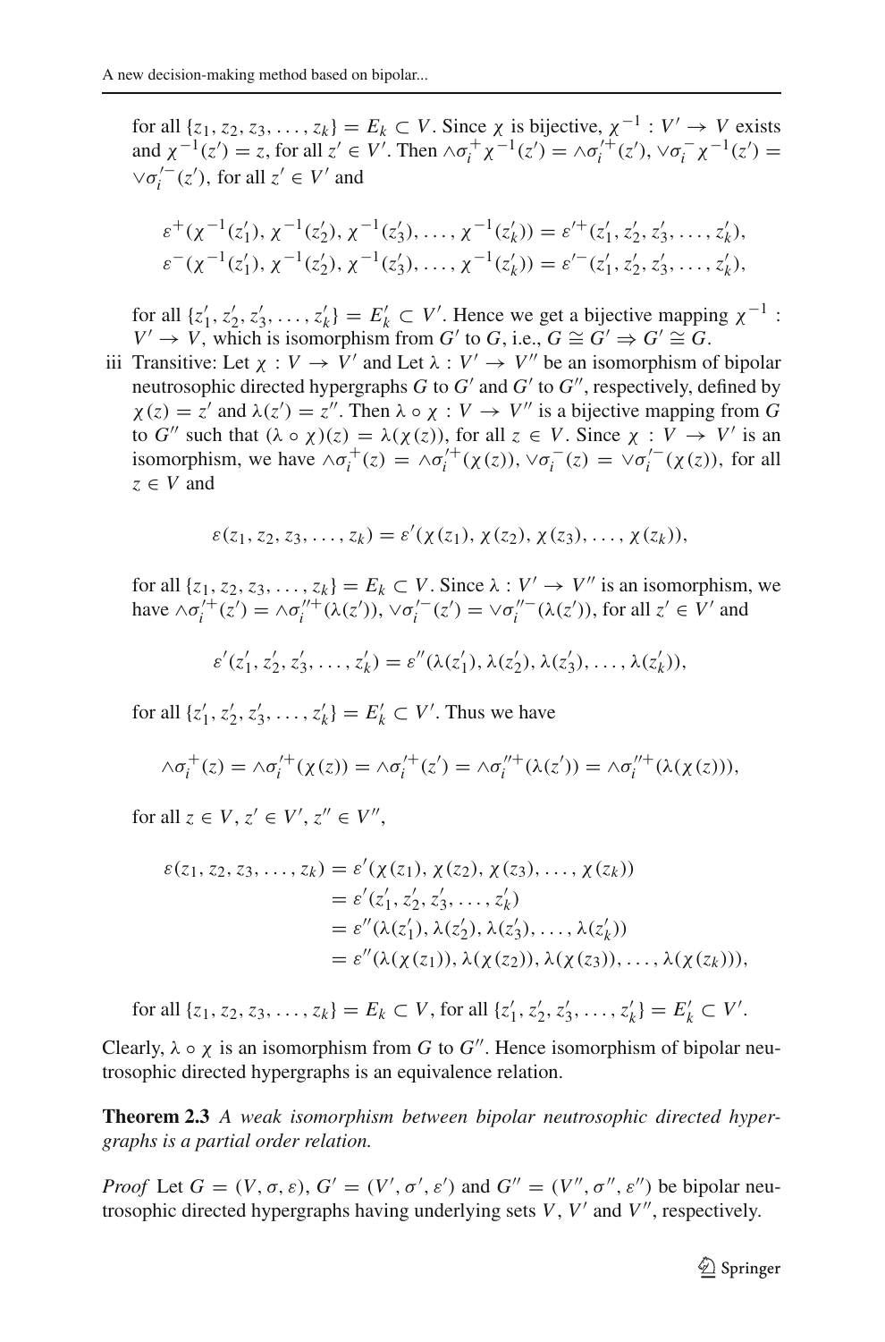for all $\{z_1, z_2, z_3, \ldots, z_k\} = E_k \subset V$. Since $\chi$ is bijective, $\chi^{-1} : V' \to V$ exists and $\chi^{-1}(z') = z$, for all $z' \in V'$. Then $\wedge\sigma_i^+ \chi^{-1}(z') = \wedge\sigma_i'^+(z')$, $\vee\sigma_i^- \chi^{-1}(z') = \vee\sigma_i'^-(z')$, for all $z' \in V'$ and

$$\varepsilon^+(\chi^{-1}(z_1'), \chi^{-1}(z_2'), \chi^{-1}(z_3'), \ldots, \chi^{-1}(z_k')) = \varepsilon'^+(z_1', z_2', z_3', \ldots, z_k'),$$
$$\varepsilon^-(\chi^{-1}(z_1'), \chi^{-1}(z_2'), \chi^{-1}(z_3'), \ldots, \chi^{-1}(z_k')) = \varepsilon'^-(z_1', z_2', z_3', \ldots, z_k'),$$

for all $\{z_1', z_2', z_3', \ldots, z_k'\} = E_k' \subset V'$. Hence we get a bijective mapping $\chi^{-1} : V' \to V$, which is isomorphism from $G'$ to $G$, i.e., $G \cong G' \Rightarrow G' \cong G$.

iii Transitive: Let $\chi : V \to V'$ and Let $\lambda : V' \to V''$ be an isomorphism of bipolar neutrosophic directed hypergraphs $G$ to $G'$ and $G'$ to $G''$, respectively, defined by $\chi(z) = z'$ and $\lambda(z') = z''$. Then $\lambda \circ \chi : V \to V''$ is a bijective mapping from $G$ to $G''$ such that $(\lambda \circ \chi)(z) = \lambda(\chi(z))$, for all $z \in V$. Since $\chi : V \to V'$ is an isomorphism, we have $\wedge\sigma_i^+(z) = \wedge\sigma_i'^+(\chi(z))$, $\vee\sigma_i^-(z) = \vee\sigma_i'^-(\chi(z))$, for all $z \in V$ and

$$\varepsilon(z_1, z_2, z_3, \ldots, z_k) = \varepsilon'(\chi(z_1), \chi(z_2), \chi(z_3), \ldots, \chi(z_k)),$$

for all $\{z_1, z_2, z_3, \ldots, z_k\} = E_k \subset V$. Since $\lambda : V' \to V''$ is an isomorphism, we have $\wedge\sigma_i'^+(z') = \wedge\sigma_i''^+(\lambda(z'))$, $\vee\sigma_i'^-(z') = \vee\sigma_i''^-(\lambda(z'))$, for all $z' \in V'$ and

$$\varepsilon'(z_1', z_2', z_3', \ldots, z_k') = \varepsilon''(\lambda(z_1'), \lambda(z_2'), \lambda(z_3'), \ldots, \lambda(z_k')),$$

for all $\{z_1', z_2', z_3', \ldots, z_k'\} = E_k' \subset V'$. Thus we have

$$\wedge\sigma_i^+(z) = \wedge\sigma_i'^+(\chi(z)) = \wedge\sigma_i'^+(z') = \wedge\sigma_i''^+(\lambda(z')) = \wedge\sigma_i''^+(\lambda(\chi(z))),$$

for all $z \in V$, $z' \in V'$, $z'' \in V''$,

$$\begin{aligned}
\varepsilon(z_1, z_2, z_3, \ldots, z_k) &= \varepsilon'(\chi(z_1), \chi(z_2), \chi(z_3), \ldots, \chi(z_k)) \\
&= \varepsilon'(z_1', z_2', z_3', \ldots, z_k') \\
&= \varepsilon''(\lambda(z_1'), \lambda(z_2'), \lambda(z_3'), \ldots, \lambda(z_k')) \\
&= \varepsilon''(\lambda(\chi(z_1)), \lambda(\chi(z_2)), \lambda(\chi(z_3)), \ldots, \lambda(\chi(z_k))),
\end{aligned}$$

for all $\{z_1, z_2, z_3, \ldots, z_k\} = E_k \subset V$, for all $\{z_1', z_2', z_3', \ldots, z_k'\} = E_k' \subset V'$.

Clearly, $\lambda \circ \chi$ is an isomorphism from $G$ to $G''$. Hence isomorphism of bipolar neutrosophic directed hypergraphs is an equivalence relation.

**Theorem 2.3** *A weak isomorphism between bipolar neutrosophic directed hypergraphs is a partial order relation.*

*Proof* Let $G = (V, \sigma, \varepsilon)$, $G' = (V', \sigma', \varepsilon')$ and $G'' = (V'', \sigma'', \varepsilon'')$ be bipolar neutrosophic directed hypergraphs having underlying sets $V$, $V'$ and $V''$, respectively.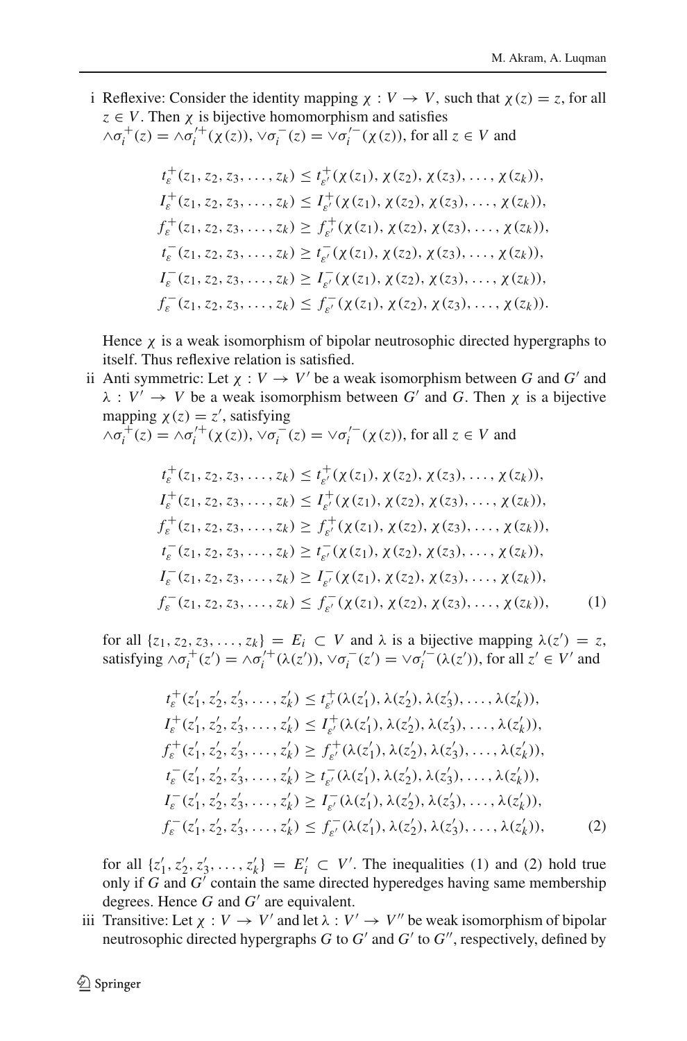i Reflexive: Consider the identity mapping $\chi : V \to V$, such that $\chi(z) = z$, for all $z \in V$. Then $\chi$ is bijective homomorphism and satisfies $\wedge\sigma_i^+(z) = \wedge\sigma_i'^+(\chi(z)), \vee\sigma_i^-(z) = \vee\sigma_i'^-(\chi(z))$, for all $z \in V$ and

$$
\begin{aligned}
t_\varepsilon^+(z_1, z_2, z_3, \ldots, z_k) &\le t_{\varepsilon'}^+(\chi(z_1), \chi(z_2), \chi(z_3), \ldots, \chi(z_k)),\\
I_\varepsilon^+(z_1, z_2, z_3, \ldots, z_k) &\le I_{\varepsilon'}^+(\chi(z_1), \chi(z_2), \chi(z_3), \ldots, \chi(z_k)),\\
f_\varepsilon^+(z_1, z_2, z_3, \ldots, z_k) &\ge f_{\varepsilon'}^+(\chi(z_1), \chi(z_2), \chi(z_3), \ldots, \chi(z_k)),\\
t_\varepsilon^-(z_1, z_2, z_3, \ldots, z_k) &\ge t_{\varepsilon'}^-(\chi(z_1), \chi(z_2), \chi(z_3), \ldots, \chi(z_k)),\\
I_\varepsilon^-(z_1, z_2, z_3, \ldots, z_k) &\ge I_{\varepsilon'}^-(\chi(z_1), \chi(z_2), \chi(z_3), \ldots, \chi(z_k)),\\
f_\varepsilon^-(z_1, z_2, z_3, \ldots, z_k) &\le f_{\varepsilon'}^-(\chi(z_1), \chi(z_2), \chi(z_3), \ldots, \chi(z_k)).
\end{aligned}
$$

Hence $\chi$ is a weak isomorphism of bipolar neutrosophic directed hypergraphs to itself. Thus reflexive relation is satisfied.

ii Anti symmetric: Let $\chi : V \to V'$ be a weak isomorphism between $G$ and $G'$ and $\lambda : V' \to V$ be a weak isomorphism between $G'$ and $G$. Then $\chi$ is a bijective mapping $\chi(z) = z'$, satisfying $\wedge\sigma_i^+(z) = \wedge\sigma_i'^+(\chi(z)), \vee\sigma_i^-(z) = \vee\sigma_i'^-(\chi(z))$, for all $z \in V$ and

$$
\begin{aligned}
t_\varepsilon^+(z_1, z_2, z_3, \ldots, z_k) &\le t_{\varepsilon'}^+(\chi(z_1), \chi(z_2), \chi(z_3), \ldots, \chi(z_k)),\\
I_\varepsilon^+(z_1, z_2, z_3, \ldots, z_k) &\le I_{\varepsilon'}^+(\chi(z_1), \chi(z_2), \chi(z_3), \ldots, \chi(z_k)),\\
f_\varepsilon^+(z_1, z_2, z_3, \ldots, z_k) &\ge f_{\varepsilon'}^+(\chi(z_1), \chi(z_2), \chi(z_3), \ldots, \chi(z_k)),\\
t_\varepsilon^-(z_1, z_2, z_3, \ldots, z_k) &\ge t_{\varepsilon'}^-(\chi(z_1), \chi(z_2), \chi(z_3), \ldots, \chi(z_k)),\\
I_\varepsilon^-(z_1, z_2, z_3, \ldots, z_k) &\ge I_{\varepsilon'}^-(\chi(z_1), \chi(z_2), \chi(z_3), \ldots, \chi(z_k)),\\
f_\varepsilon^-(z_1, z_2, z_3, \ldots, z_k) &\le f_{\varepsilon'}^-(\chi(z_1), \chi(z_2), \chi(z_3), \ldots, \chi(z_k)),
\end{aligned} \tag{1}
$$

for all $\{z_1, z_2, z_3, \ldots, z_k\} = E_i \subset V$ and $\lambda$ is a bijective mapping $\lambda(z') = z$, satisfying $\wedge\sigma_i^+(z') = \wedge\sigma_i'^+(\lambda(z')), \vee\sigma_i^-(z') = \vee\sigma_i'^-(\lambda(z'))$, for all $z' \in V'$ and

$$
\begin{aligned}
t_\varepsilon^+(z_1', z_2', z_3', \ldots, z_k') &\le t_{\varepsilon'}^+(\lambda(z_1'), \lambda(z_2'), \lambda(z_3'), \ldots, \lambda(z_k')),\\
I_\varepsilon^+(z_1', z_2', z_3', \ldots, z_k') &\le I_{\varepsilon'}^+(\lambda(z_1'), \lambda(z_2'), \lambda(z_3'), \ldots, \lambda(z_k')),\\
f_\varepsilon^+(z_1', z_2', z_3', \ldots, z_k') &\ge f_{\varepsilon'}^+(\lambda(z_1'), \lambda(z_2'), \lambda(z_3'), \ldots, \lambda(z_k')),\\
t_\varepsilon^-(z_1', z_2', z_3', \ldots, z_k') &\ge t_{\varepsilon'}^-(\lambda(z_1'), \lambda(z_2'), \lambda(z_3'), \ldots, \lambda(z_k')),\\
I_\varepsilon^-(z_1', z_2', z_3', \ldots, z_k') &\ge I_{\varepsilon'}^-(\lambda(z_1'), \lambda(z_2'), \lambda(z_3'), \ldots, \lambda(z_k')),\\
f_\varepsilon^-(z_1', z_2', z_3', \ldots, z_k') &\le f_{\varepsilon'}^-(\lambda(z_1'), \lambda(z_2'), \lambda(z_3'), \ldots, \lambda(z_k')),
\end{aligned} \tag{2}
$$

for all $\{z_1', z_2', z_3', \ldots, z_k'\} = E_i' \subset V'$. The inequalities (1) and (2) hold true only if $G$ and $G'$ contain the same directed hyperedges having same membership degrees. Hence $G$ and $G'$ are equivalent.

iii Transitive: Let $\chi : V \to V'$ and let $\lambda : V' \to V''$ be weak isomorphism of bipolar neutrosophic directed hypergraphs $G$ to $G'$ and $G'$ to $G''$, respectively, defined by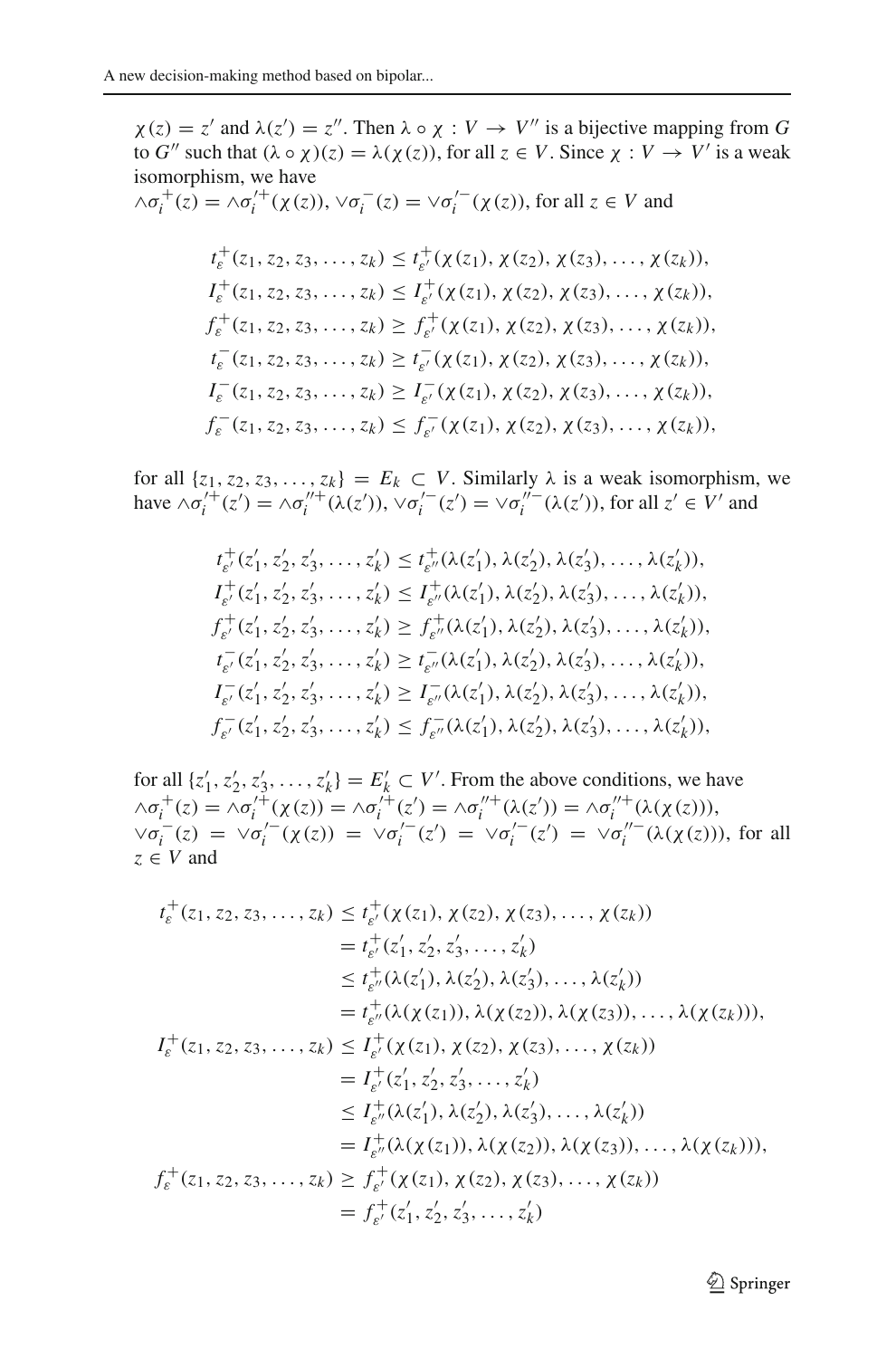$\chi(z) = z'$ and $\lambda(z') = z''$. Then $\lambda \circ \chi : V \to V''$ is a bijective mapping from $G$ to $G''$ such that $(\lambda \circ \chi)(z) = \lambda(\chi(z))$, for all $z \in V$. Since $\chi : V \to V'$ is a weak isomorphism, we have
$\wedge\sigma_i^{+}(z) = \wedge\sigma_i^{\prime +}(\chi(z))$, $\vee\sigma_i^{-}(z) = \vee\sigma_i^{\prime -}(\chi(z))$, for all $z \in V$ and

$$
\begin{aligned}
t_{\varepsilon}^{+}(z_1, z_2, z_3, \ldots, z_k) &\leq t_{\varepsilon'}^{+}(\chi(z_1), \chi(z_2), \chi(z_3), \ldots, \chi(z_k)),\\
I_{\varepsilon}^{+}(z_1, z_2, z_3, \ldots, z_k) &\leq I_{\varepsilon'}^{+}(\chi(z_1), \chi(z_2), \chi(z_3), \ldots, \chi(z_k)),\\
f_{\varepsilon}^{+}(z_1, z_2, z_3, \ldots, z_k) &\geq f_{\varepsilon'}^{+}(\chi(z_1), \chi(z_2), \chi(z_3), \ldots, \chi(z_k)),\\
t_{\varepsilon}^{-}(z_1, z_2, z_3, \ldots, z_k) &\geq t_{\varepsilon'}^{-}(\chi(z_1), \chi(z_2), \chi(z_3), \ldots, \chi(z_k)),\\
I_{\varepsilon}^{-}(z_1, z_2, z_3, \ldots, z_k) &\geq I_{\varepsilon'}^{-}(\chi(z_1), \chi(z_2), \chi(z_3), \ldots, \chi(z_k)),\\
f_{\varepsilon}^{-}(z_1, z_2, z_3, \ldots, z_k) &\leq f_{\varepsilon'}^{-}(\chi(z_1), \chi(z_2), \chi(z_3), \ldots, \chi(z_k)),
\end{aligned}
$$

for all $\{z_1, z_2, z_3, \ldots, z_k\} = E_k \subset V$. Similarly $\lambda$ is a weak isomorphism, we have $\wedge\sigma_i^{\prime +}(z') = \wedge\sigma_i^{\prime\prime +}(\lambda(z'))$, $\vee\sigma_i^{\prime -}(z') = \vee\sigma_i^{\prime\prime -}(\lambda(z'))$, for all $z' \in V'$ and

$$
\begin{aligned}
t_{\varepsilon'}^{+}(z_1', z_2', z_3', \ldots, z_k') &\leq t_{\varepsilon''}^{+}(\lambda(z_1'), \lambda(z_2'), \lambda(z_3'), \ldots, \lambda(z_k')),\\
I_{\varepsilon'}^{+}(z_1', z_2', z_3', \ldots, z_k') &\leq I_{\varepsilon''}^{+}(\lambda(z_1'), \lambda(z_2'), \lambda(z_3'), \ldots, \lambda(z_k')),\\
f_{\varepsilon'}^{+}(z_1', z_2', z_3', \ldots, z_k') &\geq f_{\varepsilon''}^{+}(\lambda(z_1'), \lambda(z_2'), \lambda(z_3'), \ldots, \lambda(z_k')),\\
t_{\varepsilon'}^{-}(z_1', z_2', z_3', \ldots, z_k') &\geq t_{\varepsilon''}^{-}(\lambda(z_1'), \lambda(z_2'), \lambda(z_3'), \ldots, \lambda(z_k')),\\
I_{\varepsilon'}^{-}(z_1', z_2', z_3', \ldots, z_k') &\geq I_{\varepsilon''}^{-}(\lambda(z_1'), \lambda(z_2'), \lambda(z_3'), \ldots, \lambda(z_k')),\\
f_{\varepsilon'}^{-}(z_1', z_2', z_3', \ldots, z_k') &\leq f_{\varepsilon''}^{-}(\lambda(z_1'), \lambda(z_2'), \lambda(z_3'), \ldots, \lambda(z_k')),
\end{aligned}
$$

for all $\{z_1', z_2', z_3', \ldots, z_k'\} = E_k' \subset V'$. From the above conditions, we have
$\wedge\sigma_i^{+}(z) = \wedge\sigma_i^{\prime +}(\chi(z)) = \wedge\sigma_i^{\prime +}(z') = \wedge\sigma_i^{\prime\prime +}(\lambda(z')) = \wedge\sigma_i^{\prime\prime +}(\lambda(\chi(z)))$,
$\vee\sigma_i^{-}(z) = \vee\sigma_i^{\prime -}(\chi(z)) = \vee\sigma_i^{\prime -}(z') = \vee\sigma_i^{\prime -}(z') = \vee\sigma_i^{\prime\prime -}(\lambda(\chi(z)))$, for all $z \in V$ and

$$
\begin{aligned}
t_{\varepsilon}^{+}(z_1, z_2, z_3, \ldots, z_k) &\leq t_{\varepsilon'}^{+}(\chi(z_1), \chi(z_2), \chi(z_3), \ldots, \chi(z_k))\\
&= t_{\varepsilon'}^{+}(z_1', z_2', z_3', \ldots, z_k')\\
&\leq t_{\varepsilon''}^{+}(\lambda(z_1'), \lambda(z_2'), \lambda(z_3'), \ldots, \lambda(z_k'))\\
&= t_{\varepsilon''}^{+}(\lambda(\chi(z_1)), \lambda(\chi(z_2)), \lambda(\chi(z_3)), \ldots, \lambda(\chi(z_k))),\\
I_{\varepsilon}^{+}(z_1, z_2, z_3, \ldots, z_k) &\leq I_{\varepsilon'}^{+}(\chi(z_1), \chi(z_2), \chi(z_3), \ldots, \chi(z_k))\\
&= I_{\varepsilon'}^{+}(z_1', z_2', z_3', \ldots, z_k')\\
&\leq I_{\varepsilon''}^{+}(\lambda(z_1'), \lambda(z_2'), \lambda(z_3'), \ldots, \lambda(z_k'))\\
&= I_{\varepsilon''}^{+}(\lambda(\chi(z_1)), \lambda(\chi(z_2)), \lambda(\chi(z_3)), \ldots, \lambda(\chi(z_k))),\\
f_{\varepsilon}^{+}(z_1, z_2, z_3, \ldots, z_k) &\geq f_{\varepsilon'}^{+}(\chi(z_1), \chi(z_2), \chi(z_3), \ldots, \chi(z_k))\\
&= f_{\varepsilon'}^{+}(z_1', z_2', z_3', \ldots, z_k')
\end{aligned}
$$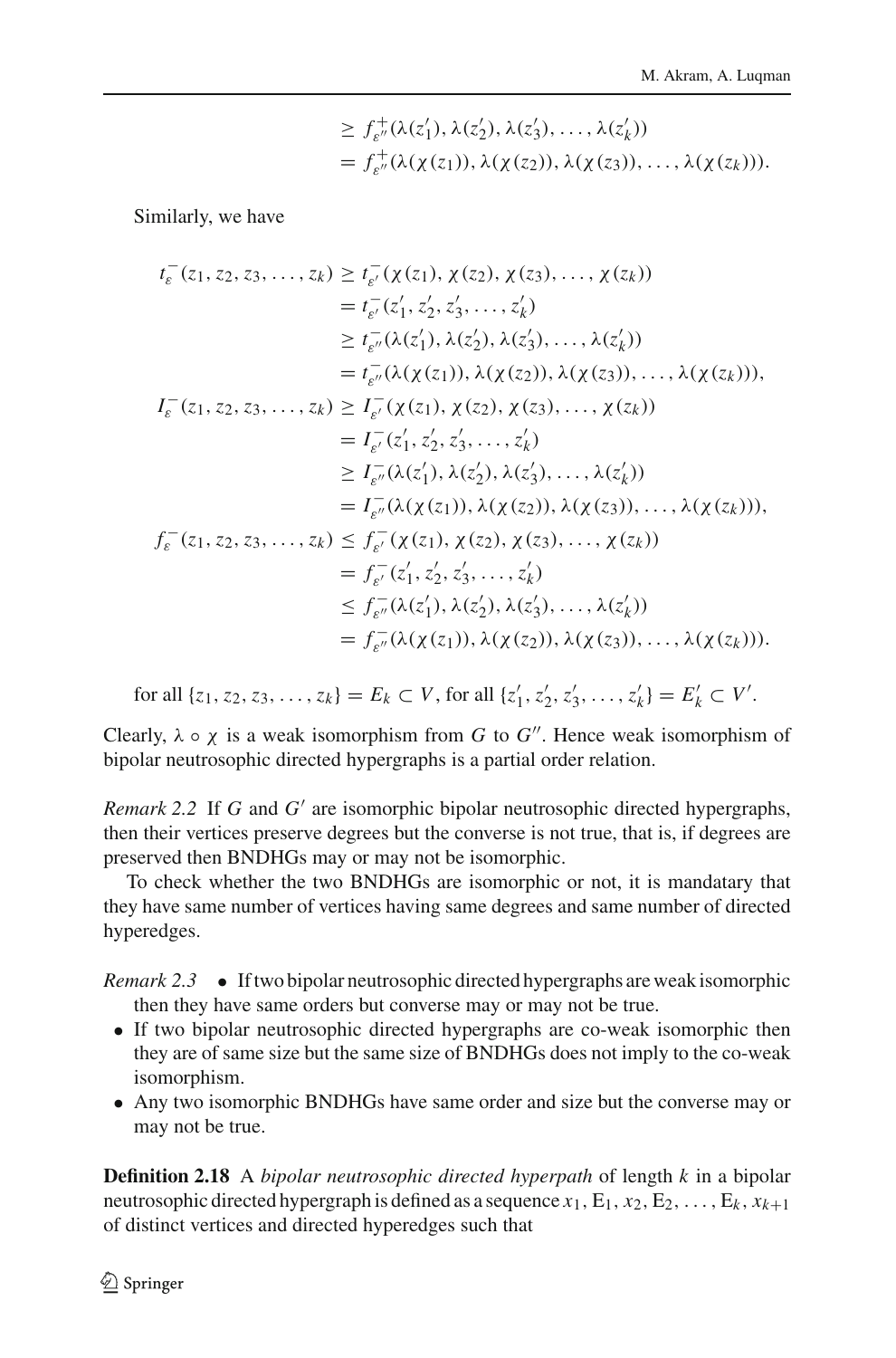$$
\begin{aligned}
&\geq f^{+}_{\varepsilon''}(\lambda(z'_1), \lambda(z'_2), \lambda(z'_3), \ldots, \lambda(z'_k))\\
&= f^{+}_{\varepsilon''}(\lambda(\chi(z_1)), \lambda(\chi(z_2)), \lambda(\chi(z_3)), \ldots, \lambda(\chi(z_k))).
\end{aligned}
$$

Similarly, we have

$$
\begin{aligned}
t^{-}_{\varepsilon}(z_1, z_2, z_3, \ldots, z_k) &\geq t^{-}_{\varepsilon'}(\chi(z_1), \chi(z_2), \chi(z_3), \ldots, \chi(z_k))\\
&= t^{-}_{\varepsilon'}(z'_1, z'_2, z'_3, \ldots, z'_k)\\
&\geq t^{-}_{\varepsilon''}(\lambda(z'_1), \lambda(z'_2), \lambda(z'_3), \ldots, \lambda(z'_k))\\
&= t^{-}_{\varepsilon''}(\lambda(\chi(z_1)), \lambda(\chi(z_2)), \lambda(\chi(z_3)), \ldots, \lambda(\chi(z_k))),\\
I^{-}_{\varepsilon}(z_1, z_2, z_3, \ldots, z_k) &\geq I^{-}_{\varepsilon'}(\chi(z_1), \chi(z_2), \chi(z_3), \ldots, \chi(z_k))\\
&= I^{-}_{\varepsilon'}(z'_1, z'_2, z'_3, \ldots, z'_k)\\
&\geq I^{-}_{\varepsilon''}(\lambda(z'_1), \lambda(z'_2), \lambda(z'_3), \ldots, \lambda(z'_k))\\
&= I^{-}_{\varepsilon''}(\lambda(\chi(z_1)), \lambda(\chi(z_2)), \lambda(\chi(z_3)), \ldots, \lambda(\chi(z_k))),\\
f^{-}_{\varepsilon}(z_1, z_2, z_3, \ldots, z_k) &\leq f^{-}_{\varepsilon'}(\chi(z_1), \chi(z_2), \chi(z_3), \ldots, \chi(z_k))\\
&= f^{-}_{\varepsilon'}(z'_1, z'_2, z'_3, \ldots, z'_k)\\
&\leq f^{-}_{\varepsilon''}(\lambda(z'_1), \lambda(z'_2), \lambda(z'_3), \ldots, \lambda(z'_k))\\
&= f^{-}_{\varepsilon''}(\lambda(\chi(z_1)), \lambda(\chi(z_2)), \lambda(\chi(z_3)), \ldots, \lambda(\chi(z_k))).
\end{aligned}
$$

for all $\{z_1, z_2, z_3, \ldots, z_k\} = E_k \subset V$, for all $\{z'_1, z'_2, z'_3, \ldots, z'_k\} = E'_k \subset V'$.

Clearly, $\lambda \circ \chi$ is a weak isomorphism from $G$ to $G''$. Hence weak isomorphism of bipolar neutrosophic directed hypergraphs is a partial order relation.

*Remark 2.2* If $G$ and $G'$ are isomorphic bipolar neutrosophic directed hypergraphs, then their vertices preserve degrees but the converse is not true, that is, if degrees are preserved then BNDHGs may or may not be isomorphic.

To check whether the two BNDHGs are isomorphic or not, it is mandatary that they have same number of vertices having same degrees and same number of directed hyperedges.

*Remark 2.3*
- If two bipolar neutrosophic directed hypergraphs are weak isomorphic then they have same orders but converse may or may not be true.
- If two bipolar neutrosophic directed hypergraphs are co-weak isomorphic then they are of same size but the same size of BNDHGs does not imply to the co-weak isomorphism.
- Any two isomorphic BNDHGs have same order and size but the converse may or may not be true.

**Definition 2.18** A *bipolar neutrosophic directed hyperpath* of length $k$ in a bipolar neutrosophic directed hypergraph is defined as a sequence $x_1, \mathrm{E}_1, x_2, \mathrm{E}_2, \ldots, \mathrm{E}_k, x_{k+1}$ of distinct vertices and directed hyperedges such that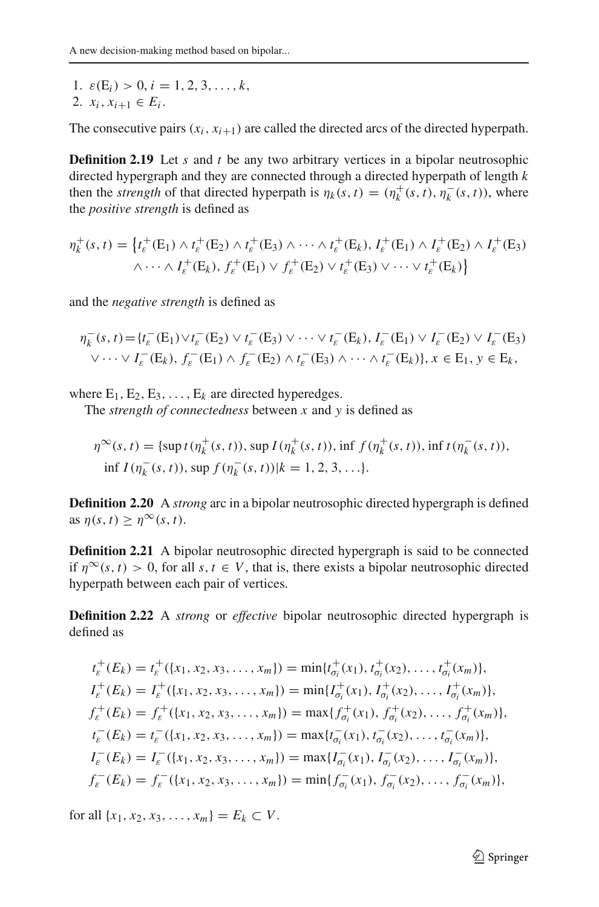1. $\varepsilon(\mathrm{E}_i) > 0, i = 1, 2, 3, \ldots, k$,
2. $x_i, x_{i+1} \in E_i$.

The consecutive pairs $(x_i, x_{i+1})$ are called the directed arcs of the directed hyperpath.

**Definition 2.19** Let $s$ and $t$ be any two arbitrary vertices in a bipolar neutrosophic directed hypergraph and they are connected through a directed hyperpath of length $k$ then the *strength* of that directed hyperpath is $\eta_k(s, t) = (\eta_k^+(s, t), \eta_k^-(s, t))$, where the *positive strength* is defined as

$$\eta_k^+(s, t) = \big\{t_\varepsilon^+(\mathrm{E}_1) \wedge t_\varepsilon^+(\mathrm{E}_2) \wedge t_\varepsilon^+(\mathrm{E}_3) \wedge \cdots \wedge t_\varepsilon^+(\mathrm{E}_k), I_\varepsilon^+(\mathrm{E}_1) \wedge I_\varepsilon^+(\mathrm{E}_2) \wedge I_\varepsilon^+(\mathrm{E}_3) \wedge \cdots \wedge I_\varepsilon^+(\mathrm{E}_k), f_\varepsilon^+(\mathrm{E}_1) \vee f_\varepsilon^+(\mathrm{E}_2) \vee t_\varepsilon^+(\mathrm{E}_3) \vee \cdots \vee t_\varepsilon^+(\mathrm{E}_k)\big\}$$

and the *negative strength* is defined as

$$\eta_k^-(s, t) = \{t_\varepsilon^-(\mathrm{E}_1) \vee t_\varepsilon^-(\mathrm{E}_2) \vee t_\varepsilon^-(\mathrm{E}_3) \vee \cdots \vee t_\varepsilon^-(\mathrm{E}_k), I_\varepsilon^-(\mathrm{E}_1) \vee I_\varepsilon^-(\mathrm{E}_2) \vee I_\varepsilon^-(\mathrm{E}_3) \vee \cdots \vee I_\varepsilon^-(\mathrm{E}_k), f_\varepsilon^-(\mathrm{E}_1) \wedge f_\varepsilon^-(\mathrm{E}_2) \wedge t_\varepsilon^-(\mathrm{E}_3) \wedge \cdots \wedge t_\varepsilon^-(\mathrm{E}_k)\}, x \in \mathrm{E}_1, y \in \mathrm{E}_k,$$

where $\mathrm{E}_1, \mathrm{E}_2, \mathrm{E}_3, \ldots, \mathrm{E}_k$ are directed hyperedges.

The *strength of connectedness* between $x$ and $y$ is defined as

$$\eta^\infty(s, t) = \{\sup t(\eta_k^+(s, t)), \sup I(\eta_k^+(s, t)), \inf f(\eta_k^+(s, t)), \inf t(\eta_k^-(s, t)), \inf I(\eta_k^-(s, t)), \sup f(\eta_k^-(s, t)) | k = 1, 2, 3, \ldots\}.$$

**Definition 2.20** A *strong* arc in a bipolar neutrosophic directed hypergraph is defined as $\eta(s, t) \geq \eta^\infty(s, t)$.

**Definition 2.21** A bipolar neutrosophic directed hypergraph is said to be connected if $\eta^\infty(s, t) > 0$, for all $s, t \in V$, that is, there exists a bipolar neutrosophic directed hyperpath between each pair of vertices.

**Definition 2.22** A *strong* or *effective* bipolar neutrosophic directed hypergraph is defined as

$$\begin{aligned}
t_\varepsilon^+(E_k) &= t_\varepsilon^+(\{x_1, x_2, x_3, \ldots, x_m\}) = \min\{t_{\sigma_i}^+(x_1), t_{\sigma_i}^+(x_2), \ldots, t_{\sigma_i}^+(x_m)\},\\
I_\varepsilon^+(E_k) &= I_\varepsilon^+(\{x_1, x_2, x_3, \ldots, x_m\}) = \min\{I_{\sigma_i}^+(x_1), I_{\sigma_i}^+(x_2), \ldots, I_{\sigma_i}^+(x_m)\},\\
f_\varepsilon^+(E_k) &= f_\varepsilon^+(\{x_1, x_2, x_3, \ldots, x_m\}) = \max\{f_{\sigma_i}^+(x_1), f_{\sigma_i}^+(x_2), \ldots, f_{\sigma_i}^+(x_m)\},\\
t_\varepsilon^-(E_k) &= t_\varepsilon^-(\{x_1, x_2, x_3, \ldots, x_m\}) = \max\{t_{\sigma_i}^-(x_1), t_{\sigma_i}^-(x_2), \ldots, t_{\sigma_i}^-(x_m)\},\\
I_\varepsilon^-(E_k) &= I_\varepsilon^-(\{x_1, x_2, x_3, \ldots, x_m\}) = \max\{I_{\sigma_i}^-(x_1), I_{\sigma_i}^-(x_2), \ldots, I_{\sigma_i}^-(x_m)\},\\
f_\varepsilon^-(E_k) &= f_\varepsilon^-(\{x_1, x_2, x_3, \ldots, x_m\}) = \min\{f_{\sigma_i}^-(x_1), f_{\sigma_i}^-(x_2), \ldots, f_{\sigma_i}^-(x_m)\},
\end{aligned}$$

for all $\{x_1, x_2, x_3, \ldots, x_m\} = E_k \subset V$.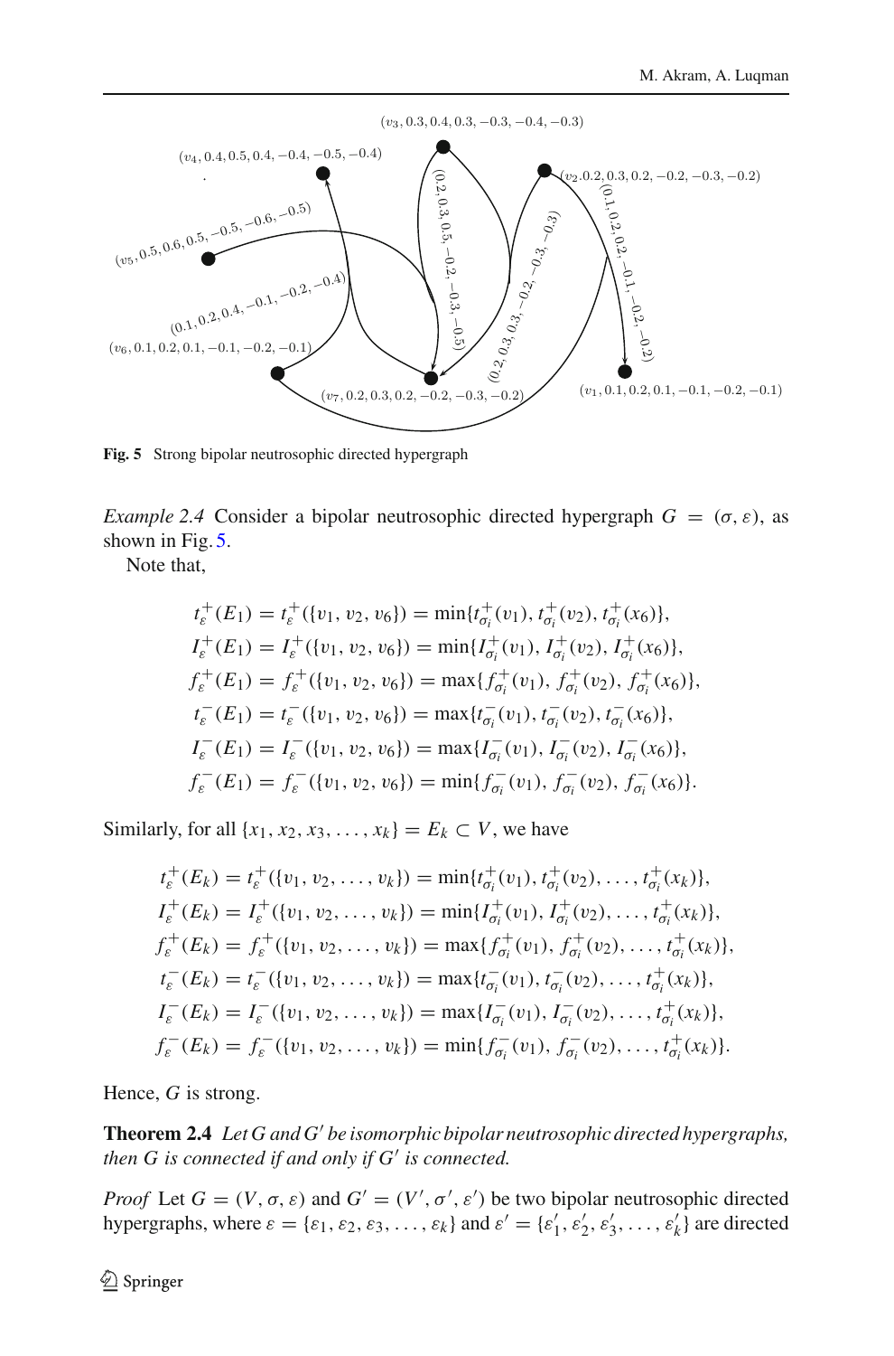**Fig. 5** Strong bipolar neutrosophic directed hypergraph

*Example 2.4* Consider a bipolar neutrosophic directed hypergraph $G = (\sigma, \varepsilon)$, as shown in Fig. 5.

Note that,

$$
\begin{aligned}
t_{\varepsilon}^{+}(E_1) &= t_{\varepsilon}^{+}(\{v_1, v_2, v_6\}) = \min\{t_{\sigma_i}^{+}(v_1), t_{\sigma_i}^{+}(v_2), t_{\sigma_i}^{+}(x_6)\},\\
I_{\varepsilon}^{+}(E_1) &= I_{\varepsilon}^{+}(\{v_1, v_2, v_6\}) = \min\{I_{\sigma_i}^{+}(v_1), I_{\sigma_i}^{+}(v_2), I_{\sigma_i}^{+}(x_6)\},\\
f_{\varepsilon}^{+}(E_1) &= f_{\varepsilon}^{+}(\{v_1, v_2, v_6\}) = \max\{f_{\sigma_i}^{+}(v_1), f_{\sigma_i}^{+}(v_2), f_{\sigma_i}^{+}(x_6)\},\\
t_{\varepsilon}^{-}(E_1) &= t_{\varepsilon}^{-}(\{v_1, v_2, v_6\}) = \max\{t_{\sigma_i}^{-}(v_1), t_{\sigma_i}^{-}(v_2), t_{\sigma_i}^{-}(x_6)\},\\
I_{\varepsilon}^{-}(E_1) &= I_{\varepsilon}^{-}(\{v_1, v_2, v_6\}) = \max\{I_{\sigma_i}^{-}(v_1), I_{\sigma_i}^{-}(v_2), I_{\sigma_i}^{-}(x_6)\},\\
f_{\varepsilon}^{-}(E_1) &= f_{\varepsilon}^{-}(\{v_1, v_2, v_6\}) = \min\{f_{\sigma_i}^{-}(v_1), f_{\sigma_i}^{-}(v_2), f_{\sigma_i}^{-}(x_6)\}.
\end{aligned}
$$

Similarly, for all $\{x_1, x_2, x_3, \ldots, x_k\} = E_k \subset V$, we have

$$
\begin{aligned}
t_{\varepsilon}^{+}(E_k) &= t_{\varepsilon}^{+}(\{v_1, v_2, \ldots, v_k\}) = \min\{t_{\sigma_i}^{+}(v_1), t_{\sigma_i}^{+}(v_2), \ldots, t_{\sigma_i}^{+}(x_k)\},\\
I_{\varepsilon}^{+}(E_k) &= I_{\varepsilon}^{+}(\{v_1, v_2, \ldots, v_k\}) = \min\{I_{\sigma_i}^{+}(v_1), I_{\sigma_i}^{+}(v_2), \ldots, t_{\sigma_i}^{+}(x_k)\},\\
f_{\varepsilon}^{+}(E_k) &= f_{\varepsilon}^{+}(\{v_1, v_2, \ldots, v_k\}) = \max\{f_{\sigma_i}^{+}(v_1), f_{\sigma_i}^{+}(v_2), \ldots, t_{\sigma_i}^{+}(x_k)\},\\
t_{\varepsilon}^{-}(E_k) &= t_{\varepsilon}^{-}(\{v_1, v_2, \ldots, v_k\}) = \max\{t_{\sigma_i}^{-}(v_1), t_{\sigma_i}^{-}(v_2), \ldots, t_{\sigma_i}^{+}(x_k)\},\\
I_{\varepsilon}^{-}(E_k) &= I_{\varepsilon}^{-}(\{v_1, v_2, \ldots, v_k\}) = \max\{I_{\sigma_i}^{-}(v_1), I_{\sigma_i}^{-}(v_2), \ldots, t_{\sigma_i}^{+}(x_k)\},\\
f_{\varepsilon}^{-}(E_k) &= f_{\varepsilon}^{-}(\{v_1, v_2, \ldots, v_k\}) = \min\{f_{\sigma_i}^{-}(v_1), f_{\sigma_i}^{-}(v_2), \ldots, t_{\sigma_i}^{+}(x_k)\}.
\end{aligned}
$$

Hence, $G$ is strong.

**Theorem 2.4** *Let $G$ and $G'$ be isomorphic bipolar neutrosophic directed hypergraphs, then $G$ is connected if and only if $G'$ is connected.*

*Proof* Let $G = (V, \sigma, \varepsilon)$ and $G' = (V', \sigma', \varepsilon')$ be two bipolar neutrosophic directed hypergraphs, where $\varepsilon = \{\varepsilon_1, \varepsilon_2, \varepsilon_3, \ldots, \varepsilon_k\}$ and $\varepsilon' = \{\varepsilon_1', \varepsilon_2', \varepsilon_3', \ldots, \varepsilon_k'\}$ are directed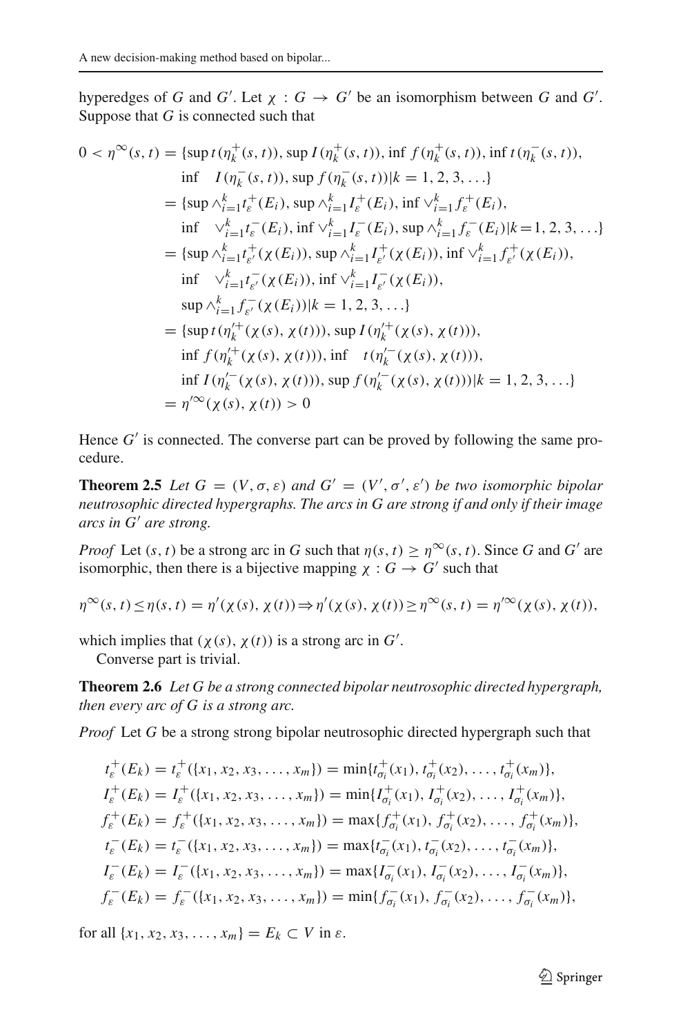hyperedges of $G$ and $G'$. Let $\chi : G \rightarrow G'$ be an isomorphism between $G$ and $G'$. Suppose that $G$ is connected such that

$$
\begin{aligned}
0 < \eta^{\infty}(s,t) &= \{\sup t(\eta_k^{+}(s,t)), \sup I(\eta_k^{+}(s,t)), \inf f(\eta_k^{+}(s,t)), \inf t(\eta_k^{-}(s,t)),\\
&\quad \inf \quad I(\eta_k^{-}(s,t)), \sup f(\eta_k^{-}(s,t)) | k = 1,2,3,\ldots\}\\
&= \{\sup \wedge_{i=1}^{k} t_{\varepsilon}^{+}(E_i), \sup \wedge_{i=1}^{k} I_{\varepsilon}^{+}(E_i), \inf \vee_{i=1}^{k} f_{\varepsilon}^{+}(E_i),\\
&\quad \inf \quad \vee_{i=1}^{k} t_{\varepsilon}^{-}(E_i), \inf \vee_{i=1}^{k} I_{\varepsilon}^{-}(E_i), \sup \wedge_{i=1}^{k} f_{\varepsilon}^{-}(E_i) | k=1,2,3,\ldots\}\\
&= \{\sup \wedge_{i=1}^{k} t_{\varepsilon'}^{+}(\chi(E_i)), \sup \wedge_{i=1}^{k} I_{\varepsilon'}^{+}(\chi(E_i)), \inf \vee_{i=1}^{k} f_{\varepsilon'}^{+}(\chi(E_i)),\\
&\quad \inf \quad \vee_{i=1}^{k} t_{\varepsilon'}^{-}(\chi(E_i)), \inf \vee_{i=1}^{k} I_{\varepsilon'}^{-}(\chi(E_i)),\\
&\quad \sup \wedge_{i=1}^{k} f_{\varepsilon'}^{-}(\chi(E_i)) | k = 1,2,3,\ldots\}\\
&= \{\sup t(\eta_k'^{+}(\chi(s),\chi(t))), \sup I(\eta_k'^{+}(\chi(s),\chi(t))),\\
&\quad \inf f(\eta_k'^{+}(\chi(s),\chi(t))), \inf \quad t(\eta_k'^{-}(\chi(s),\chi(t))),\\
&\quad \inf I(\eta_k'^{-}(\chi(s),\chi(t))), \sup f(\eta_k'^{-}(\chi(s),\chi(t))) | k = 1,2,3,\ldots\}\\
&= \eta'^{\infty}(\chi(s),\chi(t)) > 0
\end{aligned}
$$

Hence $G'$ is connected. The converse part can be proved by following the same procedure.

**Theorem 2.5** *Let $G = (V, \sigma, \varepsilon)$ and $G' = (V', \sigma', \varepsilon')$ be two isomorphic bipolar neutrosophic directed hypergraphs. The arcs in G are strong if and only if their image arcs in $G'$ are strong.*

*Proof* Let $(s,t)$ be a strong arc in $G$ such that $\eta(s,t) \geq \eta^{\infty}(s,t)$. Since $G$ and $G'$ are isomorphic, then there is a bijective mapping $\chi : G \rightarrow G'$ such that

$$\eta^{\infty}(s,t) \leq \eta(s,t) = \eta'(\chi(s),\chi(t)) \Rightarrow \eta'(\chi(s),\chi(t)) \geq \eta^{\infty}(s,t) = \eta'^{\infty}(\chi(s),\chi(t)),$$

which implies that $(\chi(s), \chi(t))$ is a strong arc in $G'$.

Converse part is trivial.

**Theorem 2.6** *Let G be a strong connected bipolar neutrosophic directed hypergraph, then every arc of G is a strong arc.*

*Proof* Let $G$ be a strong strong bipolar neutrosophic directed hypergraph such that

$$
\begin{aligned}
t_{\varepsilon}^{+}(E_k) &= t_{\varepsilon}^{+}(\{x_1,x_2,x_3,\ldots,x_m\}) = \min\{t_{\sigma_i}^{+}(x_1), t_{\sigma_i}^{+}(x_2), \ldots, t_{\sigma_i}^{+}(x_m)\},\\
I_{\varepsilon}^{+}(E_k) &= I_{\varepsilon}^{+}(\{x_1,x_2,x_3,\ldots,x_m\}) = \min\{I_{\sigma_i}^{+}(x_1), I_{\sigma_i}^{+}(x_2), \ldots, I_{\sigma_i}^{+}(x_m)\},\\
f_{\varepsilon}^{+}(E_k) &= f_{\varepsilon}^{+}(\{x_1,x_2,x_3,\ldots,x_m\}) = \max\{f_{\sigma_i}^{+}(x_1), f_{\sigma_i}^{+}(x_2), \ldots, f_{\sigma_i}^{+}(x_m)\},\\
t_{\varepsilon}^{-}(E_k) &= t_{\varepsilon}^{-}(\{x_1,x_2,x_3,\ldots,x_m\}) = \max\{t_{\sigma_i}^{-}(x_1), t_{\sigma_i}^{-}(x_2), \ldots, t_{\sigma_i}^{-}(x_m)\},\\
I_{\varepsilon}^{-}(E_k) &= I_{\varepsilon}^{-}(\{x_1,x_2,x_3,\ldots,x_m\}) = \max\{I_{\sigma_i}^{-}(x_1), I_{\sigma_i}^{-}(x_2), \ldots, I_{\sigma_i}^{-}(x_m)\},\\
f_{\varepsilon}^{-}(E_k) &= f_{\varepsilon}^{-}(\{x_1,x_2,x_3,\ldots,x_m\}) = \min\{f_{\sigma_i}^{-}(x_1), f_{\sigma_i}^{-}(x_2), \ldots, f_{\sigma_i}^{-}(x_m)\},
\end{aligned}
$$

for all $\{x_1, x_2, x_3, \ldots, x_m\} = E_k \subset V$ in $\varepsilon$.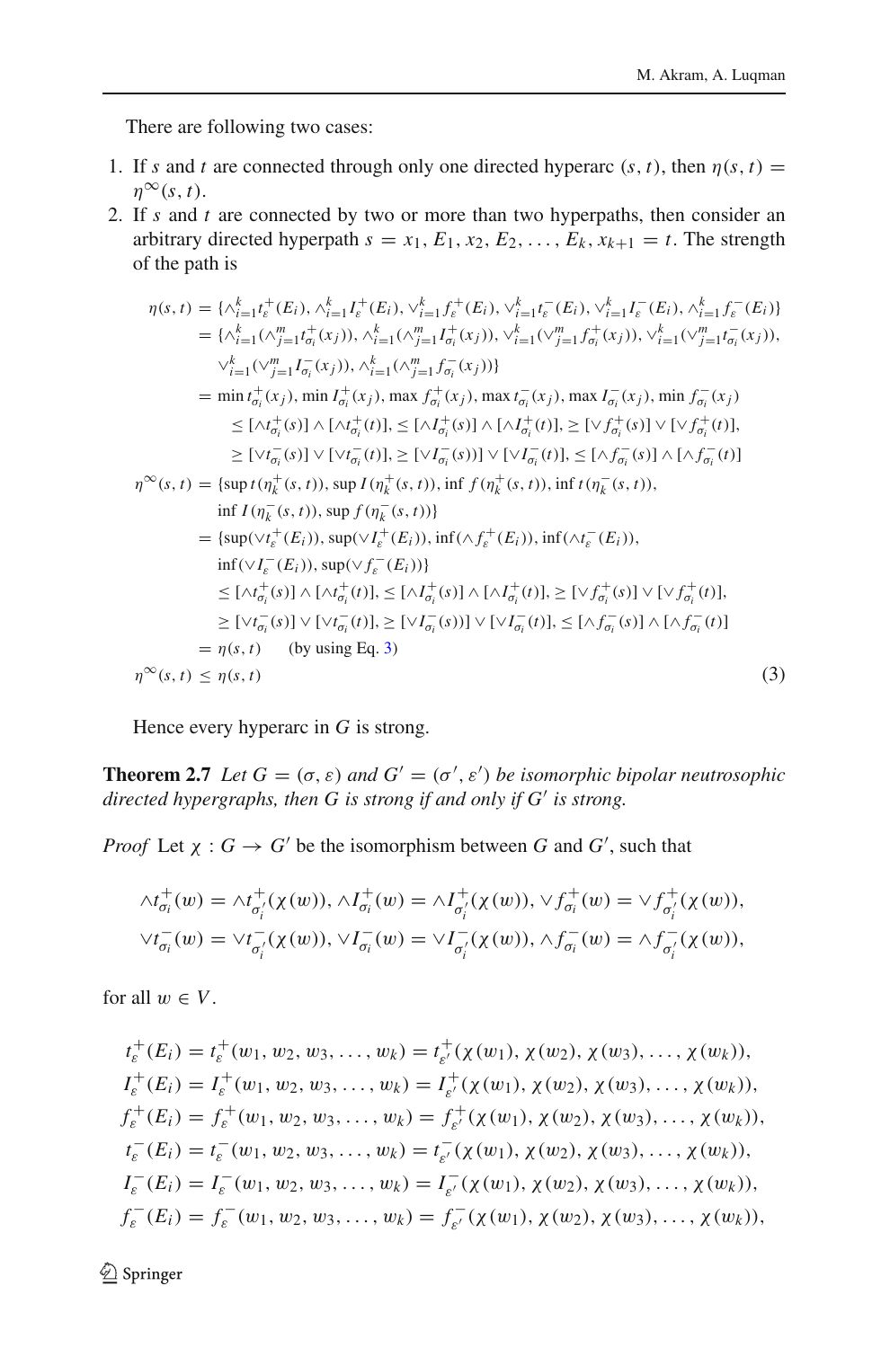There are following two cases:

1. If $s$ and $t$ are connected through only one directed hyperarc $(s, t)$, then $\eta(s, t) = \eta^{\infty}(s, t)$.
2. If $s$ and $t$ are connected by two or more than two hyperpaths, then consider an arbitrary directed hyperpath $s = x_1, E_1, x_2, E_2, \ldots, E_k, x_{k+1} = t$. The strength of the path is

$$
\begin{aligned}
\eta(s,t) &= \{\wedge_{i=1}^{k} t_{\varepsilon}^{+}(E_i), \wedge_{i=1}^{k} I_{\varepsilon}^{+}(E_i), \vee_{i=1}^{k} f_{\varepsilon}^{+}(E_i), \vee_{i=1}^{k} t_{\varepsilon}^{-}(E_i), \vee_{i=1}^{k} I_{\varepsilon}^{-}(E_i), \wedge_{i=1}^{k} f_{\varepsilon}^{-}(E_i)\} \\
&= \{\wedge_{i=1}^{k}(\wedge_{j=1}^{m} t_{\sigma_i}^{+}(x_j)), \wedge_{i=1}^{k}(\wedge_{j=1}^{m} I_{\sigma_i}^{+}(x_j)), \vee_{i=1}^{k}(\vee_{j=1}^{m} f_{\sigma_i}^{+}(x_j)), \vee_{i=1}^{k}(\vee_{j=1}^{m} t_{\sigma_i}^{-}(x_j)), \\
&\quad \vee_{i=1}^{k}(\vee_{j=1}^{m} I_{\sigma_i}^{-}(x_j)), \wedge_{i=1}^{k}(\wedge_{j=1}^{m} f_{\sigma_i}^{-}(x_j))\} \\
&= \min t_{\sigma_i}^{+}(x_j), \min I_{\sigma_i}^{+}(x_j), \max f_{\sigma_i}^{+}(x_j), \max t_{\sigma_i}^{-}(x_j), \max I_{\sigma_i}^{-}(x_j), \min f_{\sigma_i}^{-}(x_j) \\
&\quad \leq [\wedge t_{\sigma_i}^{+}(s)] \wedge [\wedge t_{\sigma_i}^{+}(t)], \leq [\wedge I_{\sigma_i}^{+}(s)] \wedge [\wedge I_{\sigma_i}^{+}(t)], \geq [\vee f_{\sigma_i}^{+}(s)] \vee [\vee f_{\sigma_i}^{+}(t)], \\
&\quad \geq [\vee t_{\sigma_i}^{-}(s)] \vee [\vee t_{\sigma_i}^{-}(t)], \geq [\vee I_{\sigma_i}^{-}(s))] \vee [\vee I_{\sigma_i}^{-}(t)], \leq [\wedge f_{\sigma_i}^{-}(s)] \wedge [\wedge f_{\sigma_i}^{-}(t)] \\
\eta^{\infty}(s,t) &= \{\sup t(\eta_k^{+}(s,t)), \sup I(\eta_k^{+}(s,t)), \inf f(\eta_k^{+}(s,t)), \inf t(\eta_k^{-}(s,t)), \\
&\quad \inf I(\eta_k^{-}(s,t)), \sup f(\eta_k^{-}(s,t))\} \\
&= \{\sup(\vee t_{\varepsilon}^{+}(E_i)), \sup(\vee I_{\varepsilon}^{+}(E_i)), \inf(\wedge f_{\varepsilon}^{+}(E_i)), \inf(\wedge t_{\varepsilon}^{-}(E_i)), \\
&\quad \inf(\vee I_{\varepsilon}^{-}(E_i)), \sup(\vee f_{\varepsilon}^{-}(E_i))\} \\
&\leq [\wedge t_{\sigma_i}^{+}(s)] \wedge [\wedge t_{\sigma_i}^{+}(t)], \leq [\wedge I_{\sigma_i}^{+}(s)] \wedge [\wedge I_{\sigma_i}^{+}(t)], \geq [\vee f_{\sigma_i}^{+}(s)] \vee [\vee f_{\sigma_i}^{+}(t)], \\
&\quad \geq [\vee t_{\sigma_i}^{-}(s)] \vee [\vee t_{\sigma_i}^{-}(t)], \geq [\vee I_{\sigma_i}^{-}(s))] \vee [\vee I_{\sigma_i}^{-}(t)], \leq [\wedge f_{\sigma_i}^{-}(s)] \wedge [\wedge f_{\sigma_i}^{-}(t)] \\
&= \eta(s,t) \qquad \text{(by using Eq. 3)} \\
\eta^{\infty}(s,t) &\leq \eta(s,t)
\end{aligned}
\tag{3}
$$

Hence every hyperarc in $G$ is strong.

**Theorem 2.7** *Let $G = (\sigma, \varepsilon)$ and $G' = (\sigma', \varepsilon')$ be isomorphic bipolar neutrosophic directed hypergraphs, then $G$ is strong if and only if $G'$ is strong.*

*Proof* Let $\chi : G \to G'$ be the isomorphism between $G$ and $G'$, such that

$$
\begin{aligned}
&\wedge t_{\sigma_i}^{+}(w) = \wedge t_{\sigma_i'}^{+}(\chi(w)), \wedge I_{\sigma_i}^{+}(w) = \wedge I_{\sigma_i'}^{+}(\chi(w)), \vee f_{\sigma_i}^{+}(w) = \vee f_{\sigma_i'}^{+}(\chi(w)), \\
&\vee t_{\sigma_i}^{-}(w) = \vee t_{\sigma_i'}^{-}(\chi(w)), \vee I_{\sigma_i}^{-}(w) = \vee I_{\sigma_i'}^{-}(\chi(w)), \wedge f_{\sigma_i}^{-}(w) = \wedge f_{\sigma_i'}^{-}(\chi(w)),
\end{aligned}
$$

for all $w \in V$.

$$
\begin{aligned}
t_{\varepsilon}^{+}(E_i) &= t_{\varepsilon}^{+}(w_1, w_2, w_3, \ldots, w_k) = t_{\varepsilon'}^{+}(\chi(w_1), \chi(w_2), \chi(w_3), \ldots, \chi(w_k)), \\
I_{\varepsilon}^{+}(E_i) &= I_{\varepsilon}^{+}(w_1, w_2, w_3, \ldots, w_k) = I_{\varepsilon'}^{+}(\chi(w_1), \chi(w_2), \chi(w_3), \ldots, \chi(w_k)), \\
f_{\varepsilon}^{+}(E_i) &= f_{\varepsilon}^{+}(w_1, w_2, w_3, \ldots, w_k) = f_{\varepsilon'}^{+}(\chi(w_1), \chi(w_2), \chi(w_3), \ldots, \chi(w_k)), \\
t_{\varepsilon}^{-}(E_i) &= t_{\varepsilon}^{-}(w_1, w_2, w_3, \ldots, w_k) = t_{\varepsilon'}^{-}(\chi(w_1), \chi(w_2), \chi(w_3), \ldots, \chi(w_k)), \\
I_{\varepsilon}^{-}(E_i) &= I_{\varepsilon}^{-}(w_1, w_2, w_3, \ldots, w_k) = I_{\varepsilon'}^{-}(\chi(w_1), \chi(w_2), \chi(w_3), \ldots, \chi(w_k)), \\
f_{\varepsilon}^{-}(E_i) &= f_{\varepsilon}^{-}(w_1, w_2, w_3, \ldots, w_k) = f_{\varepsilon'}^{-}(\chi(w_1), \chi(w_2), \chi(w_3), \ldots, \chi(w_k)),
\end{aligned}
$$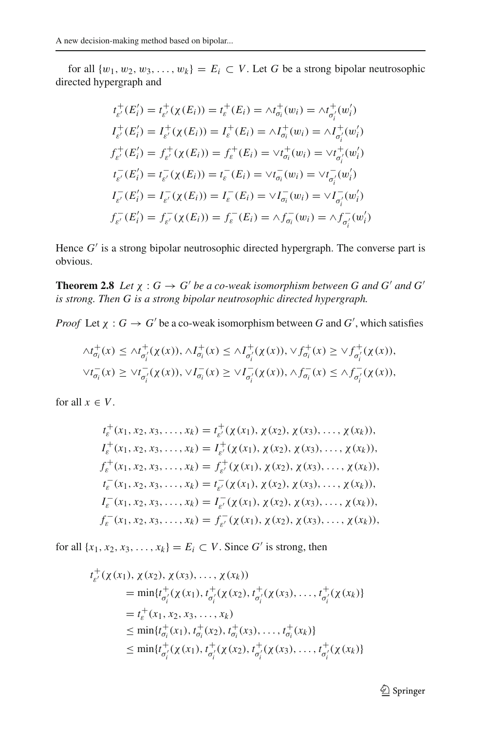for all $\{w_1, w_2, w_3, \ldots, w_k\} = E_i \subset V$. Let $G$ be a strong bipolar neutrosophic directed hypergraph and

$$
\begin{aligned}
t^+_{\varepsilon'}(E'_i) &= t^+_{\varepsilon'}(\chi(E_i)) = t^+_{\varepsilon}(E_i) = \wedge t^+_{\sigma_i}(w_i) = \wedge t^+_{\sigma'_i}(w'_i)\\
I^+_{\varepsilon'}(E'_i) &= I^+_{\varepsilon'}(\chi(E_i)) = I^+_{\varepsilon}(E_i) = \wedge I^+_{\sigma_i}(w_i) = \wedge I^+_{\sigma'_i}(w'_i)\\
f^+_{\varepsilon'}(E'_i) &= f^+_{\varepsilon'}(\chi(E_i)) = f^+_{\varepsilon}(E_i) = \vee t^+_{\sigma_i}(w_i) = \vee t^+_{\sigma'_i}(w'_i)\\
t^-_{\varepsilon'}(E'_i) &= t^-_{\varepsilon'}(\chi(E_i)) = t^-_{\varepsilon}(E_i) = \vee t^-_{\sigma_i}(w_i) = \vee t^-_{\sigma'_i}(w'_i)\\
I^-_{\varepsilon'}(E'_i) &= I^-_{\varepsilon'}(\chi(E_i)) = I^-_{\varepsilon}(E_i) = \vee I^-_{\sigma_i}(w_i) = \vee I^-_{\sigma'_i}(w'_i)\\
f^-_{\varepsilon'}(E'_i) &= f^-_{\varepsilon'}(\chi(E_i)) = f^-_{\varepsilon}(E_i) = \wedge f^-_{\sigma_i}(w_i) = \wedge f^-_{\sigma'_i}(w'_i)
\end{aligned}
$$

Hence $G'$ is a strong bipolar neutrosophic directed hypergraph. The converse part is obvious.

**Theorem 2.8** *Let $\chi : G \to G'$ be a co-weak isomorphism between $G$ and $G'$ and $G'$ is strong. Then $G$ is a strong bipolar neutrosophic directed hypergraph.*

*Proof* Let $\chi : G \to G'$ be a co-weak isomorphism between $G$ and $G'$, which satisfies

$$
\begin{aligned}
&\wedge t^+_{\sigma_i}(x) \leq \wedge t^+_{\sigma'_i}(\chi(x)), \wedge I^+_{\sigma_i}(x) \leq \wedge I^+_{\sigma'_i}(\chi(x)), \vee f^+_{\sigma_i}(x) \geq \vee f^+_{\sigma'_i}(\chi(x)),\\
&\vee t^-_{\sigma_i}(x) \geq \vee t^-_{\sigma'_i}(\chi(x)), \vee I^-_{\sigma_i}(x) \geq \vee I^-_{\sigma'_i}(\chi(x)), \wedge f^-_{\sigma_i}(x) \leq \wedge f^-_{\sigma'_i}(\chi(x)),
\end{aligned}
$$

for all $x \in V$.

$$
\begin{aligned}
t^+_{\varepsilon}(x_1, x_2, x_3, \ldots, x_k) &= t^+_{\varepsilon'}(\chi(x_1), \chi(x_2), \chi(x_3), \ldots, \chi(x_k)),\\
I^+_{\varepsilon}(x_1, x_2, x_3, \ldots, x_k) &= I^+_{\varepsilon'}(\chi(x_1), \chi(x_2), \chi(x_3), \ldots, \chi(x_k)),\\
f^+_{\varepsilon}(x_1, x_2, x_3, \ldots, x_k) &= f^+_{\varepsilon'}(\chi(x_1), \chi(x_2), \chi(x_3), \ldots, \chi(x_k)),\\
t^-_{\varepsilon}(x_1, x_2, x_3, \ldots, x_k) &= t^-_{\varepsilon'}(\chi(x_1), \chi(x_2), \chi(x_3), \ldots, \chi(x_k)),\\
I^-_{\varepsilon}(x_1, x_2, x_3, \ldots, x_k) &= I^-_{\varepsilon'}(\chi(x_1), \chi(x_2), \chi(x_3), \ldots, \chi(x_k)),\\
f^-_{\varepsilon}(x_1, x_2, x_3, \ldots, x_k) &= f^-_{\varepsilon'}(\chi(x_1), \chi(x_2), \chi(x_3), \ldots, \chi(x_k)),
\end{aligned}
$$

for all $\{x_1, x_2, x_3, \ldots, x_k\} = E_i \subset V$. Since $G'$ is strong, then

$$
\begin{aligned}
&t^+_{\varepsilon'}(\chi(x_1), \chi(x_2), \chi(x_3), \ldots, \chi(x_k))\\
&\quad = \min\{t^+_{\sigma'_i}(\chi(x_1), t^+_{\sigma'_i}(\chi(x_2), t^+_{\sigma'_i}(\chi(x_3), \ldots, t^+_{\sigma'_i}(\chi(x_k)\}\\
&\quad = t^+_{\varepsilon}(x_1, x_2, x_3, \ldots, x_k)\\
&\quad \leq \min\{t^+_{\sigma_i}(x_1), t^+_{\sigma_i}(x_2), t^+_{\sigma_i}(x_3), \ldots, t^+_{\sigma_i}(x_k)\}\\
&\quad \leq \min\{t^+_{\sigma'_i}(\chi(x_1), t^+_{\sigma'_i}(\chi(x_2), t^+_{\sigma'_i}(\chi(x_3), \ldots, t^+_{\sigma'_i}(\chi(x_k)\}
\end{aligned}
$$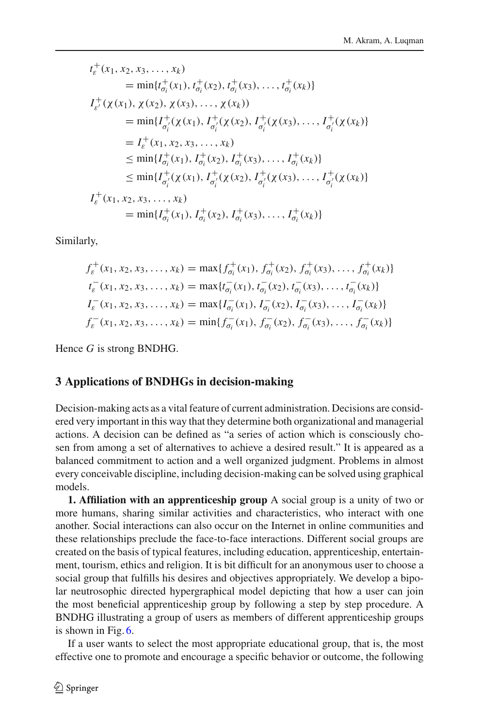$$
\begin{aligned}
& t_{\varepsilon}^{+}(x_1, x_2, x_3, \ldots, x_k) \\
& \quad = \min\{t_{\sigma_i}^{+}(x_1), t_{\sigma_i}^{+}(x_2), t_{\sigma_i}^{+}(x_3), \ldots, t_{\sigma_i}^{+}(x_k)\} \\
& I_{\varepsilon'}^{+}(\chi(x_1), \chi(x_2), \chi(x_3), \ldots, \chi(x_k)) \\
& \quad = \min\{I_{\sigma_i'}^{+}(\chi(x_1), I_{\sigma_i'}^{+}(\chi(x_2), I_{\sigma_i'}^{+}(\chi(x_3), \ldots, I_{\sigma_i'}^{+}(\chi(x_k)\} \\
& \quad = I_{\varepsilon}^{+}(x_1, x_2, x_3, \ldots, x_k) \\
& \quad \leq \min\{I_{\sigma_i}^{+}(x_1), I_{\sigma_i}^{+}(x_2), I_{\sigma_i}^{+}(x_3), \ldots, I_{\sigma_i}^{+}(x_k)\} \\
& \quad \leq \min\{I_{\sigma_i'}^{+}(\chi(x_1), I_{\sigma_i'}^{+}(\chi(x_2), I_{\sigma_i'}^{+}(\chi(x_3), \ldots, I_{\sigma_i'}^{+}(\chi(x_k)\} \\
& I_{\varepsilon}^{+}(x_1, x_2, x_3, \ldots, x_k) \\
& \quad = \min\{I_{\sigma_i}^{+}(x_1), I_{\sigma_i}^{+}(x_2), I_{\sigma_i}^{+}(x_3), \ldots, I_{\sigma_i}^{+}(x_k)\}
\end{aligned}
$$

Similarly,

$$
\begin{aligned}
f_{\varepsilon}^{+}(x_1, x_2, x_3, \ldots, x_k) &= \max\{f_{\sigma_i}^{+}(x_1), f_{\sigma_i}^{+}(x_2), f_{\sigma_i}^{+}(x_3), \ldots, f_{\sigma_i}^{+}(x_k)\} \\
t_{\varepsilon}^{-}(x_1, x_2, x_3, \ldots, x_k) &= \max\{t_{\sigma_i}^{-}(x_1), t_{\sigma_i}^{-}(x_2), t_{\sigma_i}^{-}(x_3), \ldots, t_{\sigma_i}^{-}(x_k)\} \\
I_{\varepsilon}^{-}(x_1, x_2, x_3, \ldots, x_k) &= \max\{I_{\sigma_i}^{-}(x_1), I_{\sigma_i}^{-}(x_2), I_{\sigma_i}^{-}(x_3), \ldots, I_{\sigma_i}^{-}(x_k)\} \\
f_{\varepsilon}^{-}(x_1, x_2, x_3, \ldots, x_k) &= \min\{f_{\sigma_i}^{-}(x_1), f_{\sigma_i}^{-}(x_2), f_{\sigma_i}^{-}(x_3), \ldots, f_{\sigma_i}^{-}(x_k)\}
\end{aligned}
$$

Hence $G$ is strong BNDHG.

## 3 Applications of BNDHGs in decision-making

Decision-making acts as a vital feature of current administration. Decisions are considered very important in this way that they determine both organizational and managerial actions. A decision can be defined as "a series of action which is consciously chosen from among a set of alternatives to achieve a desired result." It is appeared as a balanced commitment to action and a well organized judgment. Problems in almost every conceivable discipline, including decision-making can be solved using graphical models.

**1. Affiliation with an apprenticeship group** A social group is a unity of two or more humans, sharing similar activities and characteristics, who interact with one another. Social interactions can also occur on the Internet in online communities and these relationships preclude the face-to-face interactions. Different social groups are created on the basis of typical features, including education, apprenticeship, entertainment, tourism, ethics and religion. It is bit difficult for an anonymous user to choose a social group that fulfills his desires and objectives appropriately. We develop a bipolar neutrosophic directed hypergraphical model depicting that how a user can join the most beneficial apprenticeship group by following a step by step procedure. A BNDHG illustrating a group of users as members of different apprenticeship groups is shown in Fig. 6.

If a user wants to select the most appropriate educational group, that is, the most effective one to promote and encourage a specific behavior or outcome, the following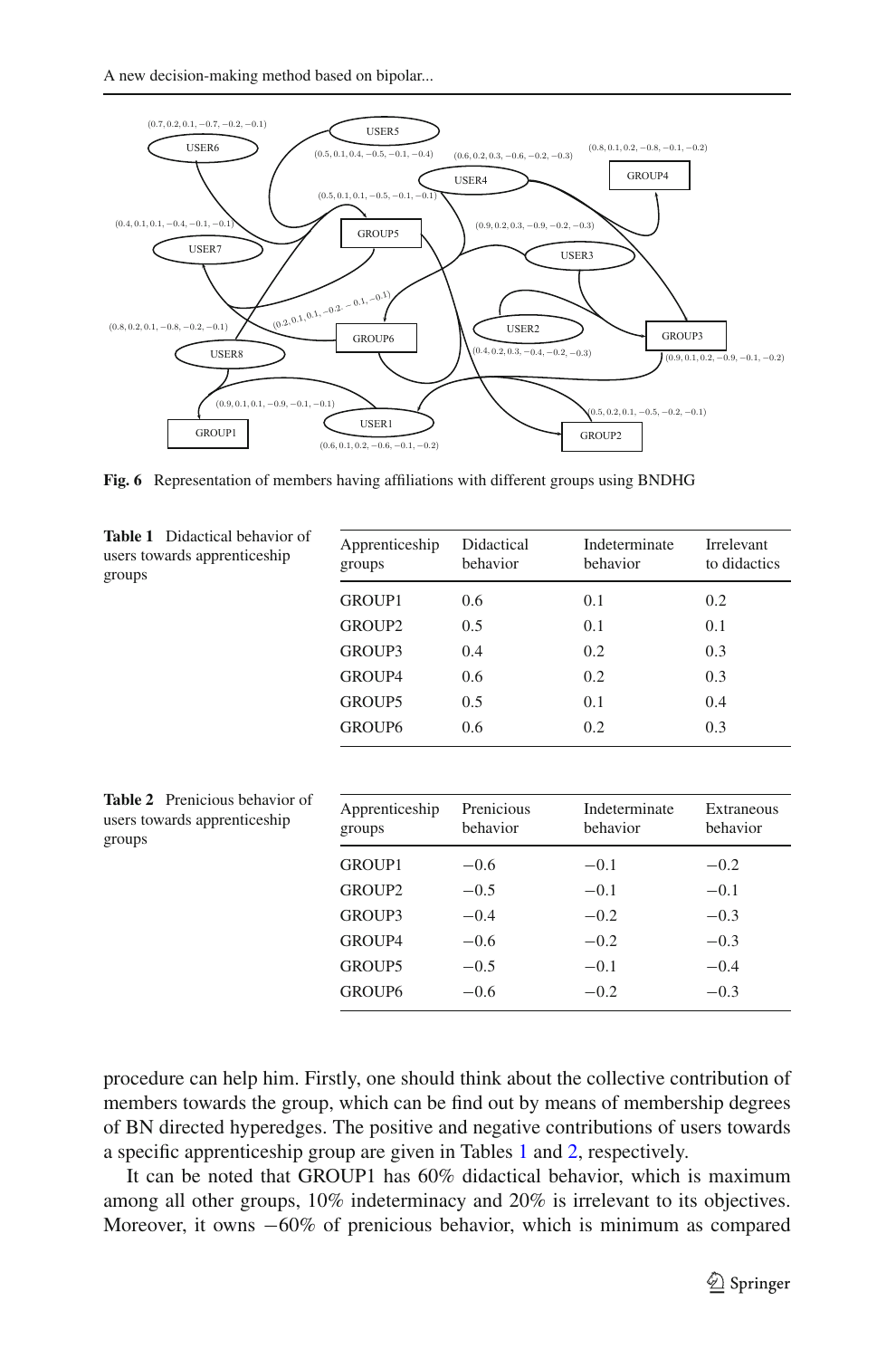Fig. 6 Representation of members having affiliations with different groups using BNDHG

**Table 1** Didactical behavior of users towards apprenticeship groups

| Apprenticeship groups | Didactical behavior | Indeterminate behavior | Irrelevant to didactics |
|---|---|---|---|
| GROUP1 | 0.6 | 0.1 | 0.2 |
| GROUP2 | 0.5 | 0.1 | 0.1 |
| GROUP3 | 0.4 | 0.2 | 0.3 |
| GROUP4 | 0.6 | 0.2 | 0.3 |
| GROUP5 | 0.5 | 0.1 | 0.4 |
| GROUP6 | 0.6 | 0.2 | 0.3 |

**Table 2** Prenicious behavior of users towards apprenticeship groups

| Apprenticeship groups | Prenicious behavior | Indeterminate behavior | Extraneous behavior |
|---|---|---|---|
| GROUP1 | −0.6 | −0.1 | −0.2 |
| GROUP2 | −0.5 | −0.1 | −0.1 |
| GROUP3 | −0.4 | −0.2 | −0.3 |
| GROUP4 | −0.6 | −0.2 | −0.3 |
| GROUP5 | −0.5 | −0.1 | −0.4 |
| GROUP6 | −0.6 | −0.2 | −0.3 |

procedure can help him. Firstly, one should think about the collective contribution of members towards the group, which can be find out by means of membership degrees of BN directed hyperedges. The positive and negative contributions of users towards a specific apprenticeship group are given in Tables 1 and 2, respectively.

It can be noted that GROUP1 has 60% didactical behavior, which is maximum among all other groups, 10% indeterminacy and 20% is irrelevant to its objectives. Moreover, it owns −60% of prenicious behavior, which is minimum as compared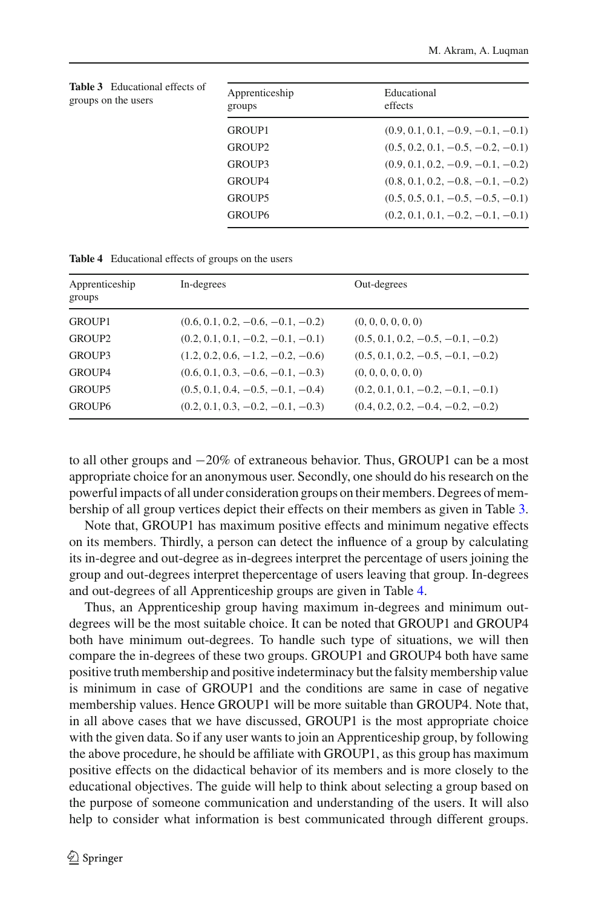**Table 3** Educational effects of groups on the users

| Apprenticeship groups | Educational effects |
|---|---|
| GROUP1 | $(0.9, 0.1, 0.1, -0.9, -0.1, -0.1)$ |
| GROUP2 | $(0.5, 0.2, 0.1, -0.5, -0.2, -0.1)$ |
| GROUP3 | $(0.9, 0.1, 0.2, -0.9, -0.1, -0.2)$ |
| GROUP4 | $(0.8, 0.1, 0.2, -0.8, -0.1, -0.2)$ |
| GROUP5 | $(0.5, 0.5, 0.1, -0.5, -0.5, -0.1)$ |
| GROUP6 | $(0.2, 0.1, 0.1, -0.2, -0.1, -0.1)$ |

**Table 4** Educational effects of groups on the users

| Apprenticeship groups | In-degrees | Out-degrees |
|---|---|---|
| GROUP1 | $(0.6, 0.1, 0.2, -0.6, -0.1, -0.2)$ | $(0, 0, 0, 0, 0, 0)$ |
| GROUP2 | $(0.2, 0.1, 0.1, -0.2, -0.1, -0.1)$ | $(0.5, 0.1, 0.2, -0.5, -0.1, -0.2)$ |
| GROUP3 | $(1.2, 0.2, 0.6, -1.2, -0.2, -0.6)$ | $(0.5, 0.1, 0.2, -0.5, -0.1, -0.2)$ |
| GROUP4 | $(0.6, 0.1, 0.3, -0.6, -0.1, -0.3)$ | $(0, 0, 0, 0, 0, 0)$ |
| GROUP5 | $(0.5, 0.1, 0.4, -0.5, -0.1, -0.4)$ | $(0.2, 0.1, 0.1, -0.2, -0.1, -0.1)$ |
| GROUP6 | $(0.2, 0.1, 0.3, -0.2, -0.1, -0.3)$ | $(0.4, 0.2, 0.2, -0.4, -0.2, -0.2)$ |

to all other groups and $-20\%$ of extraneous behavior. Thus, GROUP1 can be a most appropriate choice for an anonymous user. Secondly, one should do his research on the powerful impacts of all under consideration groups on their members. Degrees of membership of all group vertices depict their effects on their members as given in Table 3.

Note that, GROUP1 has maximum positive effects and minimum negative effects on its members. Thirdly, a person can detect the influence of a group by calculating its in-degree and out-degree as in-degrees interpret the percentage of users joining the group and out-degrees interpret thepercentage of users leaving that group. In-degrees and out-degrees of all Apprenticeship groups are given in Table 4.

Thus, an Apprenticeship group having maximum in-degrees and minimum out-degrees will be the most suitable choice. It can be noted that GROUP1 and GROUP4 both have minimum out-degrees. To handle such type of situations, we will then compare the in-degrees of these two groups. GROUP1 and GROUP4 both have same positive truth membership and positive indeterminacy but the falsity membership value is minimum in case of GROUP1 and the conditions are same in case of negative membership values. Hence GROUP1 will be more suitable than GROUP4. Note that, in all above cases that we have discussed, GROUP1 is the most appropriate choice with the given data. So if any user wants to join an Apprenticeship group, by following the above procedure, he should be affiliate with GROUP1, as this group has maximum positive effects on the didactical behavior of its members and is more closely to the educational objectives. The guide will help to think about selecting a group based on the purpose of someone communication and understanding of the users. It will also help to consider what information is best communicated through different groups.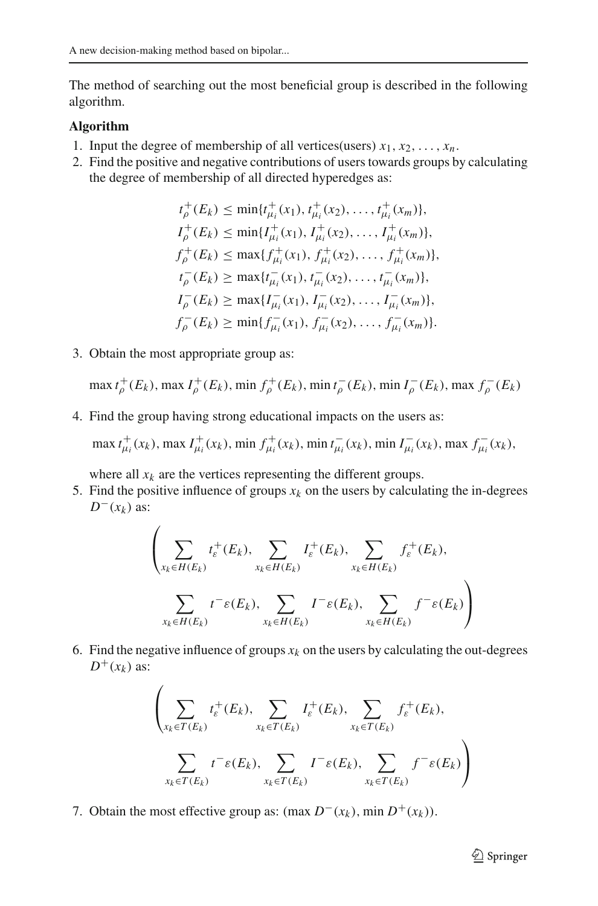The method of searching out the most beneficial group is described in the following algorithm.

**Algorithm**

1. Input the degree of membership of all vertices(users) $x_1, x_2, \ldots, x_n$.
2. Find the positive and negative contributions of users towards groups by calculating the degree of membership of all directed hyperedges as:

$$
\begin{aligned}
t^+_\rho(E_k) &\leq \min\{t^+_{\mu_i}(x_1), t^+_{\mu_i}(x_2), \ldots, t^+_{\mu_i}(x_m)\},\\
I^+_\rho(E_k) &\leq \min\{I^+_{\mu_i}(x_1), I^+_{\mu_i}(x_2), \ldots, I^+_{\mu_i}(x_m)\},\\
f^+_\rho(E_k) &\leq \max\{f^+_{\mu_i}(x_1), f^+_{\mu_i}(x_2), \ldots, f^+_{\mu_i}(x_m)\},\\
t^-_\rho(E_k) &\geq \max\{t^-_{\mu_i}(x_1), t^-_{\mu_i}(x_2), \ldots, t^-_{\mu_i}(x_m)\},\\
I^-_\rho(E_k) &\geq \max\{I^-_{\mu_i}(x_1), I^-_{\mu_i}(x_2), \ldots, I^-_{\mu_i}(x_m)\},\\
f^-_\rho(E_k) &\geq \min\{f^-_{\mu_i}(x_1), f^-_{\mu_i}(x_2), \ldots, f^-_{\mu_i}(x_m)\}.
\end{aligned}
$$

3. Obtain the most appropriate group as:

$$\max t^+_\rho(E_k), \max I^+_\rho(E_k), \min f^+_\rho(E_k), \min t^-_\rho(E_k), \min I^-_\rho(E_k), \max f^-_\rho(E_k)$$

4. Find the group having strong educational impacts on the users as:

$$\max t^+_{\mu_i}(x_k), \max I^+_{\mu_i}(x_k), \min f^+_{\mu_i}(x_k), \min t^-_{\mu_i}(x_k), \min I^-_{\mu_i}(x_k), \max f^-_{\mu_i}(x_k),$$

   where all $x_k$ are the vertices representing the different groups.

5. Find the positive influence of groups $x_k$ on the users by calculating the in-degrees $D^-(x_k)$ as:

$$
\left( \sum_{x_k \in H(E_k)} t^+_\varepsilon(E_k), \sum_{x_k \in H(E_k)} I^+_\varepsilon(E_k), \sum_{x_k \in H(E_k)} f^+_\varepsilon(E_k), \right.
\left. \sum_{x_k \in H(E_k)} t^-\varepsilon(E_k), \sum_{x_k \in H(E_k)} I^-\varepsilon(E_k), \sum_{x_k \in H(E_k)} f^-\varepsilon(E_k) \right)
$$

6. Find the negative influence of groups $x_k$ on the users by calculating the out-degrees $D^+(x_k)$ as:

$$
\left( \sum_{x_k \in T(E_k)} t^+_\varepsilon(E_k), \sum_{x_k \in T(E_k)} I^+_\varepsilon(E_k), \sum_{x_k \in T(E_k)} f^+_\varepsilon(E_k), \right.
\left. \sum_{x_k \in T(E_k)} t^-\varepsilon(E_k), \sum_{x_k \in T(E_k)} I^-\varepsilon(E_k), \sum_{x_k \in T(E_k)} f^-\varepsilon(E_k) \right)
$$

7. Obtain the most effective group as: $(\max D^-(x_k), \min D^+(x_k))$.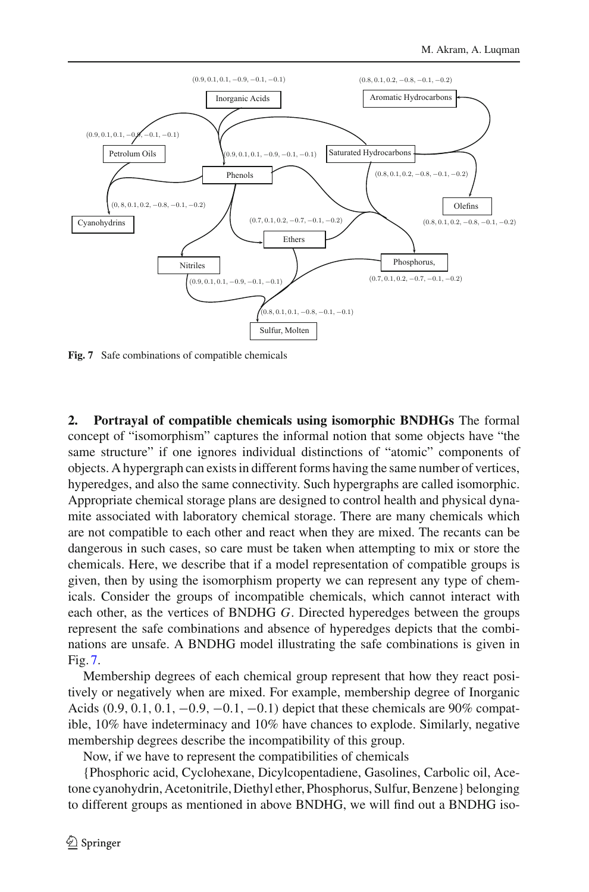**Fig. 7** Safe combinations of compatible chemicals

**2. Portrayal of compatible chemicals using isomorphic BNDHGs** The formal concept of "isomorphism" captures the informal notion that some objects have "the same structure" if one ignores individual distinctions of "atomic" components of objects. A hypergraph can exists in different forms having the same number of vertices, hyperedges, and also the same connectivity. Such hypergraphs are called isomorphic. Appropriate chemical storage plans are designed to control health and physical dynamite associated with laboratory chemical storage. There are many chemicals which are not compatible to each other and react when they are mixed. The recants can be dangerous in such cases, so care must be taken when attempting to mix or store the chemicals. Here, we describe that if a model representation of compatible groups is given, then by using the isomorphism property we can represent any type of chemicals. Consider the groups of incompatible chemicals, which cannot interact with each other, as the vertices of BNDHG $G$. Directed hyperedges between the groups represent the safe combinations and absence of hyperedges depicts that the combinations are unsafe. A BNDHG model illustrating the safe combinations is given in Fig. 7.

Membership degrees of each chemical group represent that how they react positively or negatively when are mixed. For example, membership degree of Inorganic Acids $(0.9, 0.1, 0.1, -0.9, -0.1, -0.1)$ depict that these chemicals are 90% compatible, 10% have indeterminacy and 10% have chances to explode. Similarly, negative membership degrees describe the incompatibility of this group.

Now, if we have to represent the compatibilities of chemicals {Phosphoric acid, Cyclohexane, Dicylcopentadiene, Gasolines, Carbolic oil, Acetone cyanohydrin, Acetonitrile, Diethyl ether, Phosphorus, Sulfur, Benzene} belonging to different groups as mentioned in above BNDHG, we will find out a BNDHG iso-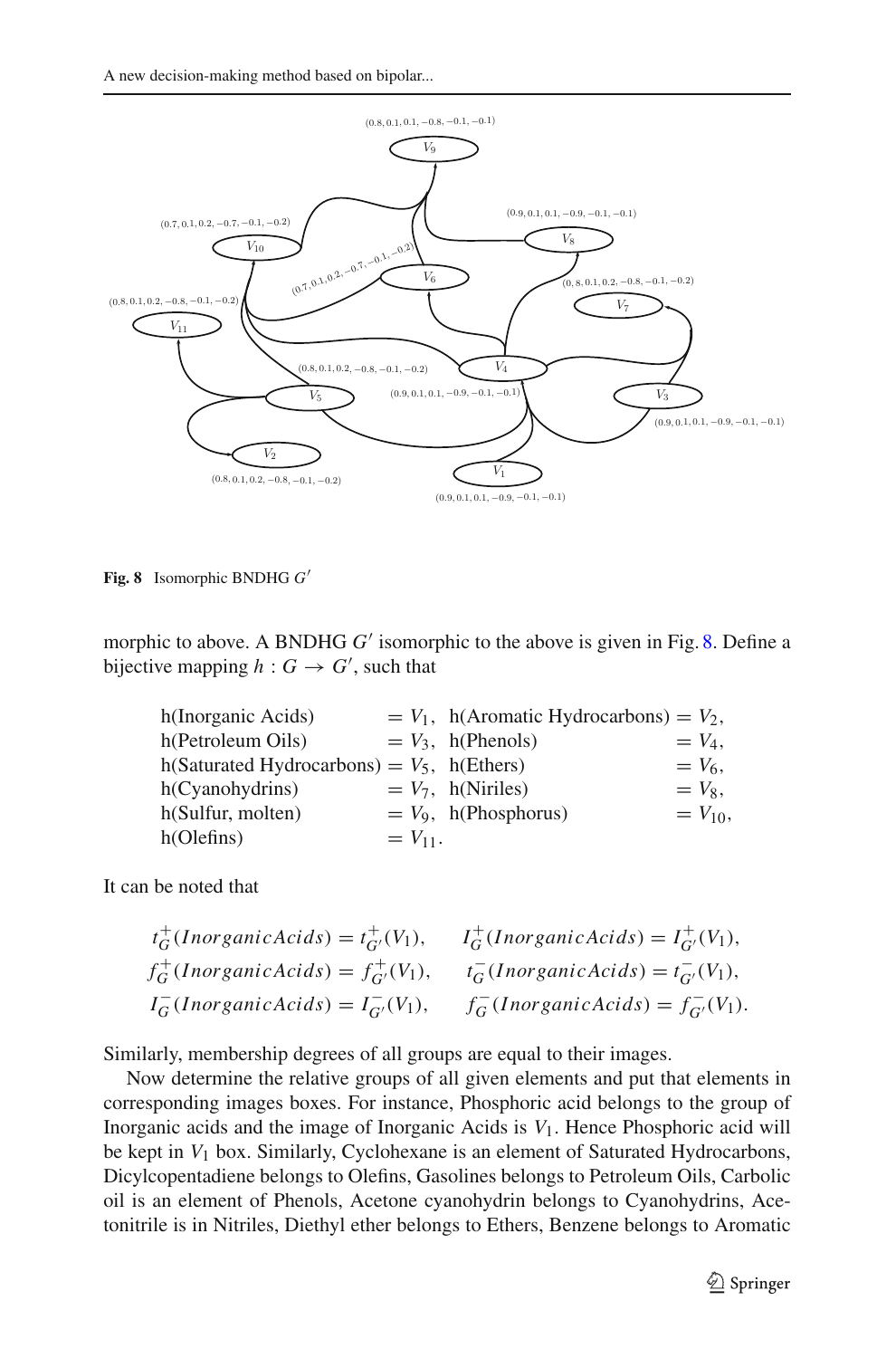**Fig. 8** Isomorphic BNDHG $G'$

morphic to above. A BNDHG $G'$ isomorphic to the above is given in Fig. 8. Define a bijective mapping $h : G \to G'$, such that

$$
\begin{array}{llll}
\text{h(Inorganic Acids)} & = V_1, & \text{h(Aromatic Hydrocarbons)} & = V_2, \\
\text{h(Petroleum Oils)} & = V_3, & \text{h(Phenols)} & = V_4, \\
\text{h(Saturated Hydrocarbons)} & = V_5, & \text{h(Ethers)} & = V_6, \\
\text{h(Cyanohydrins)} & = V_7, & \text{h(Niriles)} & = V_8, \\
\text{h(Sulfur, molten)} & = V_9, & \text{h(Phosphorus)} & = V_{10}, \\
\text{h(Olefins)} & = V_{11}. & &
\end{array}
$$

It can be noted that

$$
\begin{array}{ll}
t^+_G(InorganicAcids) = t^+_{G'}(V_1), & I^+_G(InorganicAcids) = I^+_{G'}(V_1), \\
f^+_G(InorganicAcids) = f^+_{G'}(V_1), & t^-_G(InorganicAcids) = t^-_{G'}(V_1), \\
I^-_G(InorganicAcids) = I^-_{G'}(V_1), & f^-_G(InorganicAcids) = f^-_{G'}(V_1).
\end{array}
$$

Similarly, membership degrees of all groups are equal to their images.

Now determine the relative groups of all given elements and put that elements in corresponding images boxes. For instance, Phosphoric acid belongs to the group of Inorganic acids and the image of Inorganic Acids is $V_1$. Hence Phosphoric acid will be kept in $V_1$ box. Similarly, Cyclohexane is an element of Saturated Hydrocarbons, Dicylcopentadiene belongs to Olefins, Gasolines belongs to Petroleum Oils, Carbolic oil is an element of Phenols, Acetone cyanohydrin belongs to Cyanohydrins, Acetonitrile is in Nitriles, Diethyl ether belongs to Ethers, Benzene belongs to Aromatic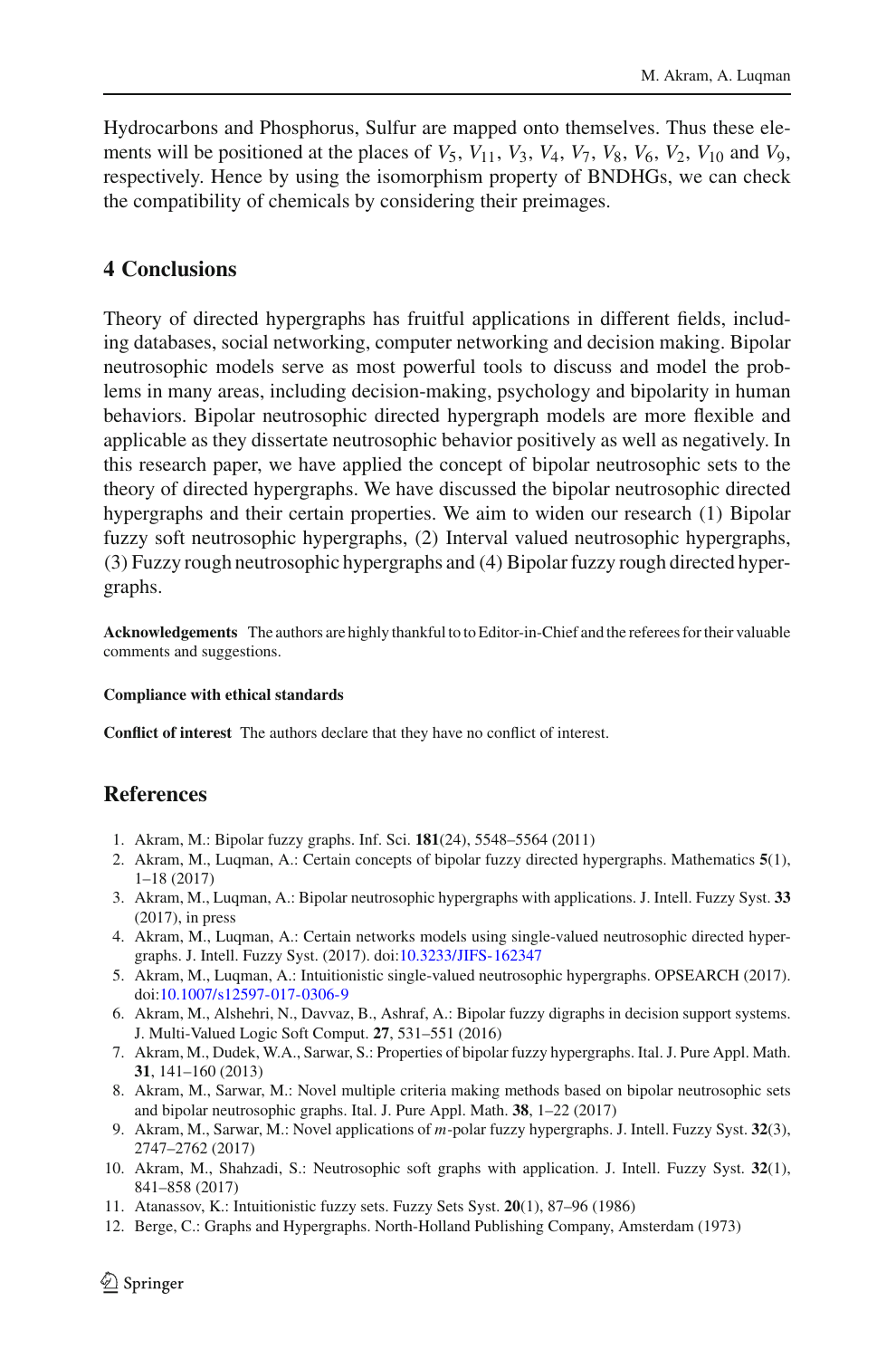Hydrocarbons and Phosphorus, Sulfur are mapped onto themselves. Thus these elements will be positioned at the places of $V_5$, $V_{11}$, $V_3$, $V_4$, $V_7$, $V_8$, $V_6$, $V_2$, $V_{10}$ and $V_9$, respectively. Hence by using the isomorphism property of BNDHGs, we can check the compatibility of chemicals by considering their preimages.

## 4 Conclusions

Theory of directed hypergraphs has fruitful applications in different fields, including databases, social networking, computer networking and decision making. Bipolar neutrosophic models serve as most powerful tools to discuss and model the problems in many areas, including decision-making, psychology and bipolarity in human behaviors. Bipolar neutrosophic directed hypergraph models are more flexible and applicable as they dissertate neutrosophic behavior positively as well as negatively. In this research paper, we have applied the concept of bipolar neutrosophic sets to the theory of directed hypergraphs. We have discussed the bipolar neutrosophic directed hypergraphs and their certain properties. We aim to widen our research (1) Bipolar fuzzy soft neutrosophic hypergraphs, (2) Interval valued neutrosophic hypergraphs, (3) Fuzzy rough neutrosophic hypergraphs and (4) Bipolar fuzzy rough directed hypergraphs.

**Acknowledgements** The authors are highly thankful to to Editor-in-Chief and the referees for their valuable comments and suggestions.

**Compliance with ethical standards**

**Conflict of interest** The authors declare that they have no conflict of interest.

## References

1. Akram, M.: Bipolar fuzzy graphs. Inf. Sci. **181**(24), 5548–5564 (2011)
2. Akram, M., Luqman, A.: Certain concepts of bipolar fuzzy directed hypergraphs. Mathematics **5**(1), 1–18 (2017)
3. Akram, M., Luqman, A.: Bipolar neutrosophic hypergraphs with applications. J. Intell. Fuzzy Syst. **33** (2017), in press
4. Akram, M., Luqman, A.: Certain networks models using single-valued neutrosophic directed hypergraphs. J. Intell. Fuzzy Syst. (2017). doi:10.3233/JIFS-162347
5. Akram, M., Luqman, A.: Intuitionistic single-valued neutrosophic hypergraphs. OPSEARCH (2017). doi:10.1007/s12597-017-0306-9
6. Akram, M., Alshehri, N., Davvaz, B., Ashraf, A.: Bipolar fuzzy digraphs in decision support systems. J. Multi-Valued Logic Soft Comput. **27**, 531–551 (2016)
7. Akram, M., Dudek, W.A., Sarwar, S.: Properties of bipolar fuzzy hypergraphs. Ital. J. Pure Appl. Math. **31**, 141–160 (2013)
8. Akram, M., Sarwar, M.: Novel multiple criteria making methods based on bipolar neutrosophic sets and bipolar neutrosophic graphs. Ital. J. Pure Appl. Math. **38**, 1–22 (2017)
9. Akram, M., Sarwar, M.: Novel applications of *m*-polar fuzzy hypergraphs. J. Intell. Fuzzy Syst. **32**(3), 2747–2762 (2017)
10. Akram, M., Shahzadi, S.: Neutrosophic soft graphs with application. J. Intell. Fuzzy Syst. **32**(1), 841–858 (2017)
11. Atanassov, K.: Intuitionistic fuzzy sets. Fuzzy Sets Syst. **20**(1), 87–96 (1986)
12. Berge, C.: Graphs and Hypergraphs. North-Holland Publishing Company, Amsterdam (1973)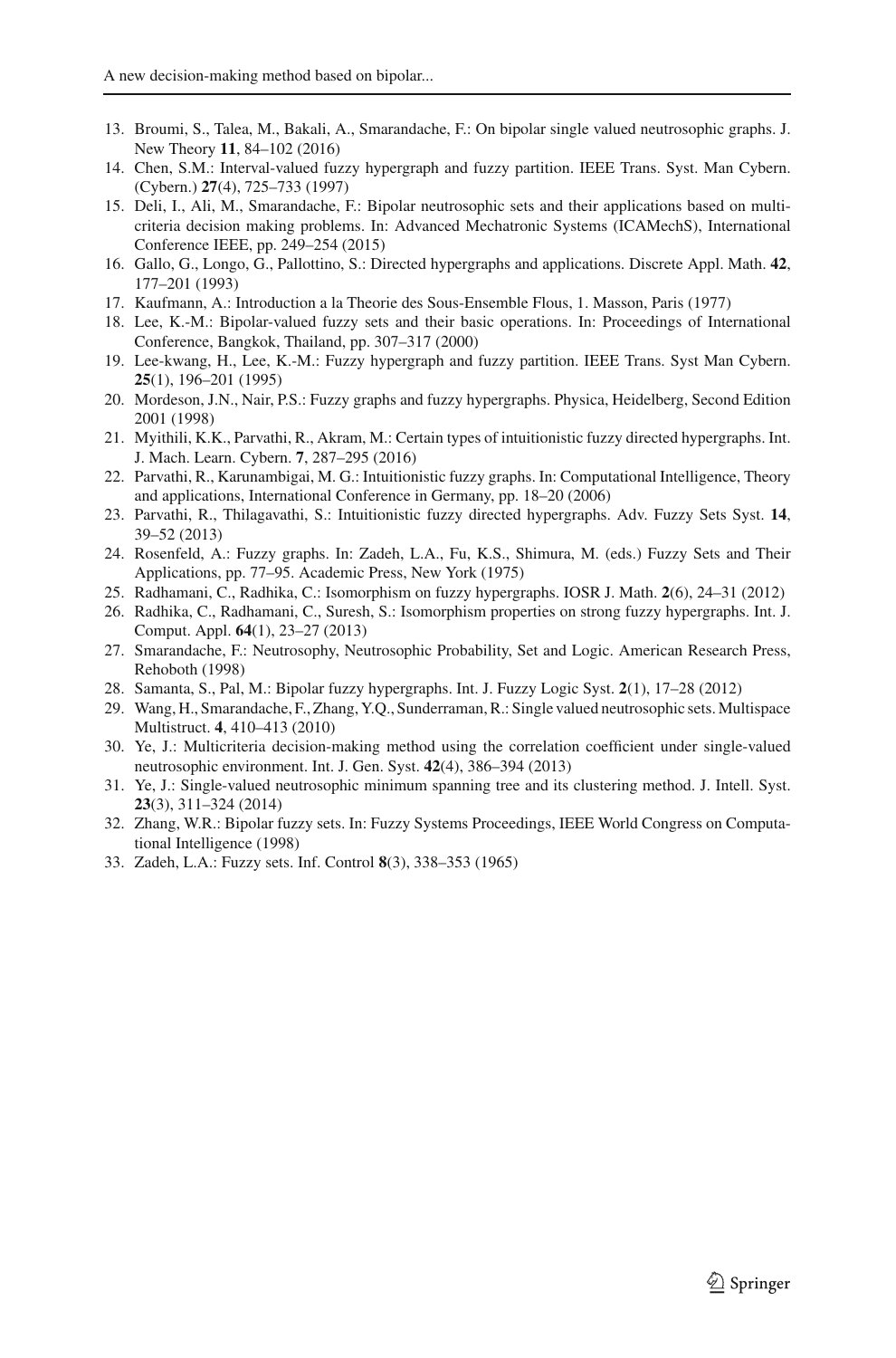13. Broumi, S., Talea, M., Bakali, A., Smarandache, F.: On bipolar single valued neutrosophic graphs. J. New Theory **11**, 84–102 (2016)
14. Chen, S.M.: Interval-valued fuzzy hypergraph and fuzzy partition. IEEE Trans. Syst. Man Cybern. (Cybern.) **27**(4), 725–733 (1997)
15. Deli, I., Ali, M., Smarandache, F.: Bipolar neutrosophic sets and their applications based on multi-criteria decision making problems. In: Advanced Mechatronic Systems (ICAMechS), International Conference IEEE, pp. 249–254 (2015)
16. Gallo, G., Longo, G., Pallottino, S.: Directed hypergraphs and applications. Discrete Appl. Math. **42**, 177–201 (1993)
17. Kaufmann, A.: Introduction a la Theorie des Sous-Ensemble Flous, 1. Masson, Paris (1977)
18. Lee, K.-M.: Bipolar-valued fuzzy sets and their basic operations. In: Proceedings of International Conference, Bangkok, Thailand, pp. 307–317 (2000)
19. Lee-kwang, H., Lee, K.-M.: Fuzzy hypergraph and fuzzy partition. IEEE Trans. Syst Man Cybern. **25**(1), 196–201 (1995)
20. Mordeson, J.N., Nair, P.S.: Fuzzy graphs and fuzzy hypergraphs. Physica, Heidelberg, Second Edition 2001 (1998)
21. Myithili, K.K., Parvathi, R., Akram, M.: Certain types of intuitionistic fuzzy directed hypergraphs. Int. J. Mach. Learn. Cybern. **7**, 287–295 (2016)
22. Parvathi, R., Karunambigai, M. G.: Intuitionistic fuzzy graphs. In: Computational Intelligence, Theory and applications, International Conference in Germany, pp. 18–20 (2006)
23. Parvathi, R., Thilagavathi, S.: Intuitionistic fuzzy directed hypergraphs. Adv. Fuzzy Sets Syst. **14**, 39–52 (2013)
24. Rosenfeld, A.: Fuzzy graphs. In: Zadeh, L.A., Fu, K.S., Shimura, M. (eds.) Fuzzy Sets and Their Applications, pp. 77–95. Academic Press, New York (1975)
25. Radhamani, C., Radhika, C.: Isomorphism on fuzzy hypergraphs. IOSR J. Math. **2**(6), 24–31 (2012)
26. Radhika, C., Radhamani, C., Suresh, S.: Isomorphism properties on strong fuzzy hypergraphs. Int. J. Comput. Appl. **64**(1), 23–27 (2013)
27. Smarandache, F.: Neutrosophy, Neutrosophic Probability, Set and Logic. American Research Press, Rehoboth (1998)
28. Samanta, S., Pal, M.: Bipolar fuzzy hypergraphs. Int. J. Fuzzy Logic Syst. **2**(1), 17–28 (2012)
29. Wang, H., Smarandache, F., Zhang, Y.Q., Sunderraman, R.: Single valued neutrosophic sets. Multispace Multistruct. **4**, 410–413 (2010)
30. Ye, J.: Multicriteria decision-making method using the correlation coefficient under single-valued neutrosophic environment. Int. J. Gen. Syst. **42**(4), 386–394 (2013)
31. Ye, J.: Single-valued neutrosophic minimum spanning tree and its clustering method. J. Intell. Syst. **23**(3), 311–324 (2014)
32. Zhang, W.R.: Bipolar fuzzy sets. In: Fuzzy Systems Proceedings, IEEE World Congress on Computational Intelligence (1998)
33. Zadeh, L.A.: Fuzzy sets. Inf. Control **8**(3), 338–353 (1965)